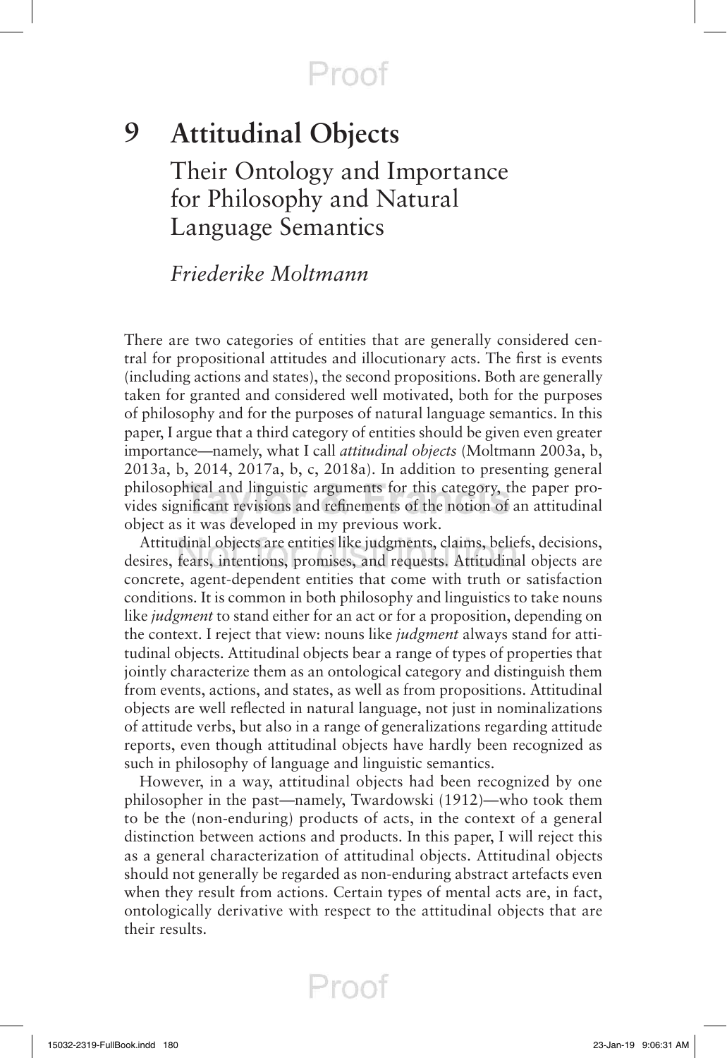# 9 Attitudinal Objects

## Their Ontology and Importance for Philosophy and Natural Language Semantics

*Friederike Moltmann*

There are two categories of entities that are generally considered central for propositional attitudes and illocutionary acts. The first is events (including actions and states), the second propositions. Both are generally taken for granted and considered well motivated, both for the purposes of philosophy and for the purposes of natural language semantics. In this paper, I argue that a third category of entities should be given even greater importance—namely, what I call *attitudinal objects* (Moltmann 2003a, b, 2013a, b, 2014, 2017a, b, c, 2018a). In addition to presenting general philosophical and linguistic arguments for this category, the paper provides significant revisions and refinements of the notion of an attitudinal object as it was developed in my previous work.

Attitudinal objects are entities like judgments, claims, beliefs, decisions, desires, fears, intentions, promises, and requests. Attitudinal objects are concrete, agent-dependent entities that come with truth or satisfaction conditions. It is common in both philosophy and linguistics to take nouns like *judgment* to stand either for an act or for a proposition, depending on the context. I reject that view: nouns like *judgment* always stand for attitudinal objects. Attitudinal objects bear a range of types of properties that jointly characterize them as an ontological category and distinguish them from events, actions, and states, as well as from propositions. Attitudinal objects are well reflected in natural language, not just in nominalizations of attitude verbs, but also in a range of generalizations regarding attitude reports, even though attitudinal objects have hardly been recognized as such in philosophy of language and linguistic semantics.

However, in a way, attitudinal objects had been recognized by one philosopher in the past—namely, Twardowski (1912)—who took them to be the (non-enduring) products of acts, in the context of a general distinction between actions and products. In this paper, I will reject this as a general characterization of attitudinal objects. Attitudinal objects should not generally be regarded as non-enduring abstract artefacts even when they result from actions. Certain types of mental acts are, in fact, ontologically derivative with respect to the attitudinal objects that are their results.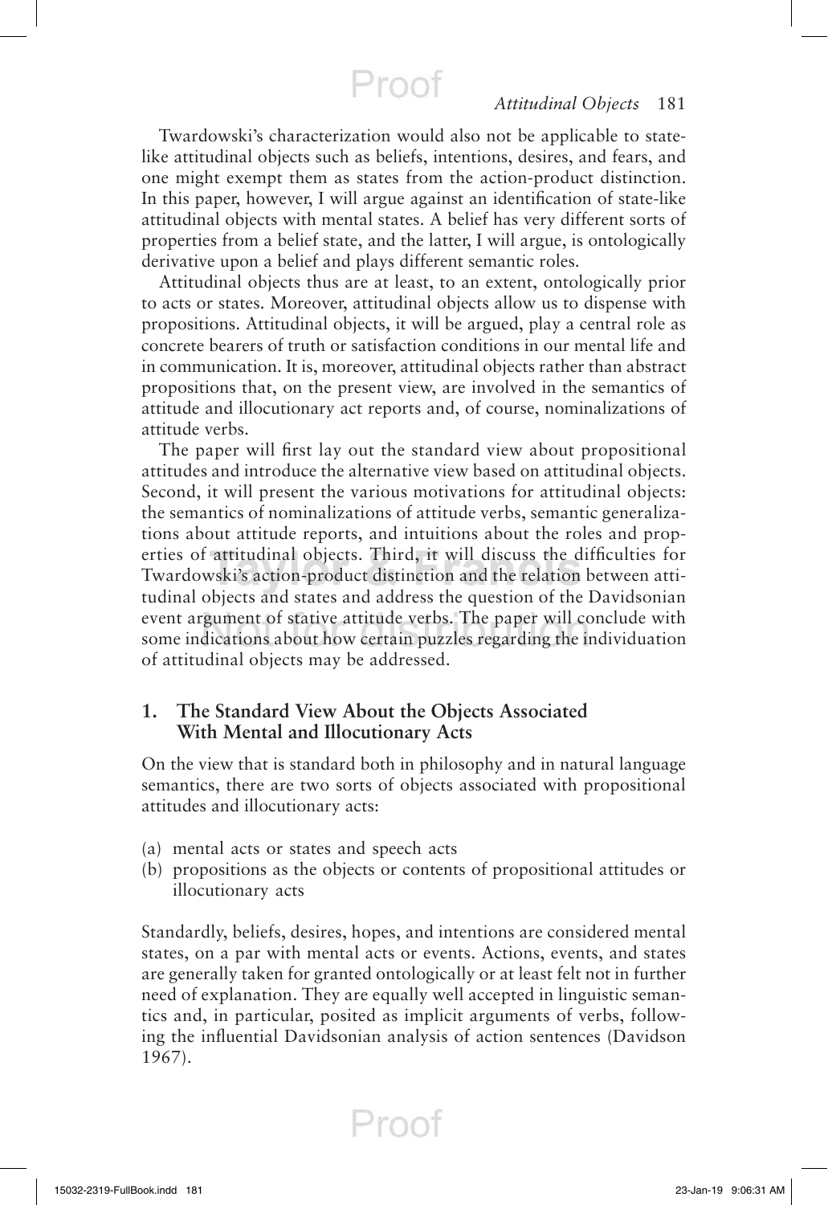Twardowski's characterization would also not be applicable to state-like attitudinal objects such as beliefs, intentions, desires, and fears, and one might exempt them as states from the action-product distinction. In this paper, however, I will argue against an identification of state-like attitudinal objects with mental states. A belief has very different sorts of properties from a belief state, and the latter, I will argue, is ontologically derivative upon a belief and plays different semantic roles.

Attitudinal objects thus are at least, to an extent, ontologically prior to acts or states. Moreover, attitudinal objects allow us to dispense with propositions. Attitudinal objects, it will be argued, play a central role as concrete bearers of truth or satisfaction conditions in our mental life and in communication. It is, moreover, attitudinal objects rather than abstract propositions that, on the present view, are involved in the semantics of attitude and illocutionary act reports and, of course, nominalizations of attitude verbs.

The paper will first lay out the standard view about propositional attitudes and introduce the alternative view based on attitudinal objects. Second, it will present the various motivations for attitudinal objects: the semantics of nominalizations of attitude verbs, semantic generalizations about attitude reports, and intuitions about the roles and properties of attitudinal objects. Third, it will discuss the difficulties for Twardowski's action-product distinction and the relation between attitudinal objects and states and address the question of the Davidsonian event argument of stative attitude verbs. The paper will conclude with some indications about how certain puzzles regarding the individuation of attitudinal objects may be addressed.

## 1. The Standard View About the Objects Associated With Mental and Illocutionary Acts

On the view that is standard both in philosophy and in natural language semantics, there are two sorts of objects associated with propositional attitudes and illocutionary acts:

(a) mental acts or states and speech acts
(b) propositions as the objects or contents of propositional attitudes or illocutionary acts

Standardly, beliefs, desires, hopes, and intentions are considered mental states, on a par with mental acts or events. Actions, events, and states are generally taken for granted ontologically or at least felt not in further need of explanation. They are equally well accepted in linguistic semantics and, in particular, posited as implicit arguments of verbs, following the influential Davidsonian analysis of action sentences (Davidson 1967).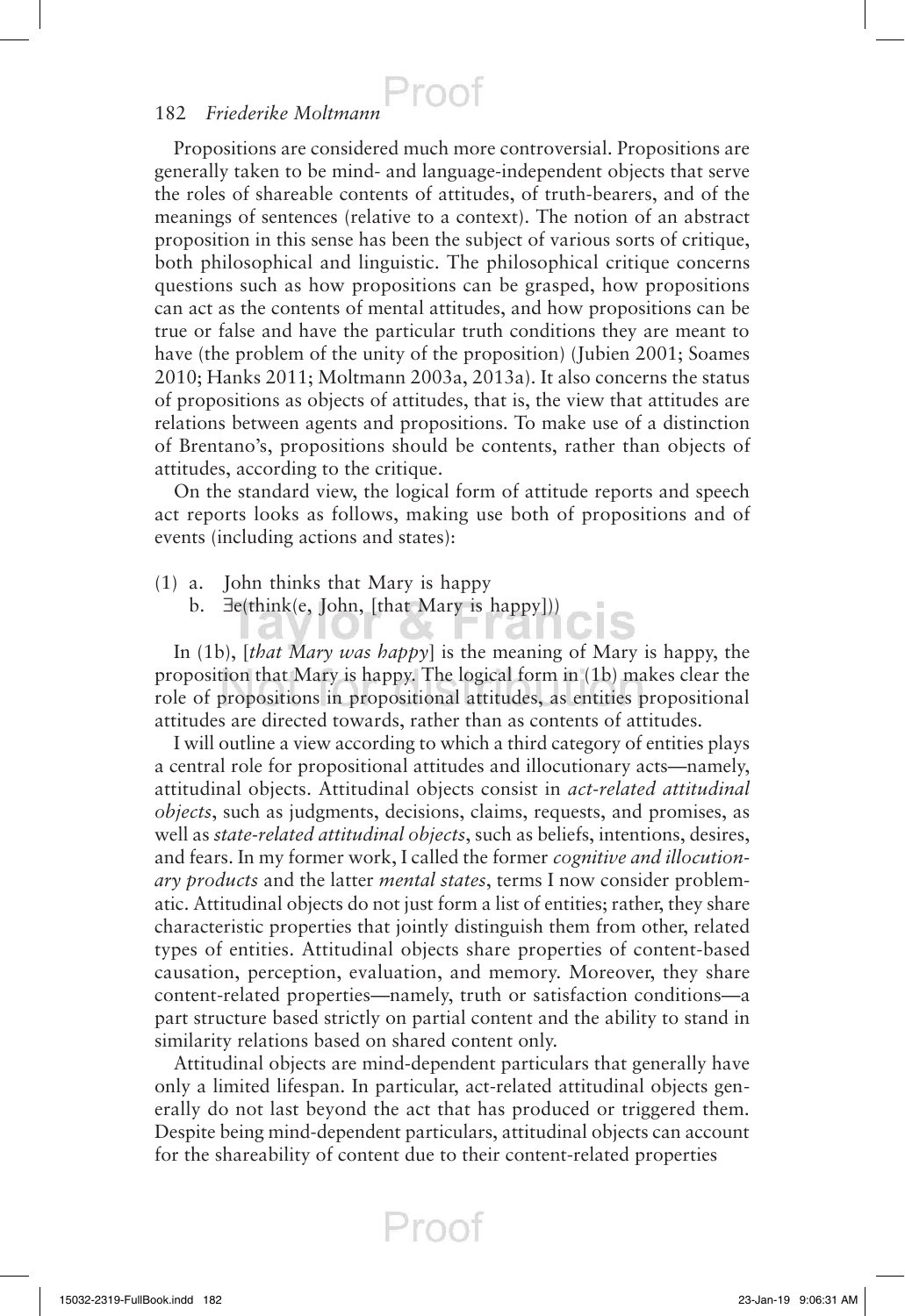Propositions are considered much more controversial. Propositions are generally taken to be mind- and language-independent objects that serve the roles of shareable contents of attitudes, of truth-bearers, and of the meanings of sentences (relative to a context). The notion of an abstract proposition in this sense has been the subject of various sorts of critique, both philosophical and linguistic. The philosophical critique concerns questions such as how propositions can be grasped, how propositions can act as the contents of mental attitudes, and how propositions can be true or false and have the particular truth conditions they are meant to have (the problem of the unity of the proposition) (Jubien 2001; Soames 2010; Hanks 2011; Moltmann 2003a, 2013a). It also concerns the status of propositions as objects of attitudes, that is, the view that attitudes are relations between agents and propositions. To make use of a distinction of Brentano's, propositions should be contents, rather than objects of attitudes, according to the critique.

On the standard view, the logical form of attitude reports and speech act reports looks as follows, making use both of propositions and of events (including actions and states):

(1) a. John thinks that Mary is happy

  b. ∃e(think(e, John, [that Mary is happy]))

In (1b), [*that Mary was happy*] is the meaning of Mary is happy, the proposition that Mary is happy. The logical form in (1b) makes clear the role of propositions in propositional attitudes, as entities propositional attitudes are directed towards, rather than as contents of attitudes.

I will outline a view according to which a third category of entities plays a central role for propositional attitudes and illocutionary acts—namely, attitudinal objects. Attitudinal objects consist in *act-related attitudinal objects*, such as judgments, decisions, claims, requests, and promises, as well as *state-related attitudinal objects*, such as beliefs, intentions, desires, and fears. In my former work, I called the former *cognitive and illocutionary products* and the latter *mental states*, terms I now consider problematic. Attitudinal objects do not just form a list of entities; rather, they share characteristic properties that jointly distinguish them from other, related types of entities. Attitudinal objects share properties of content-based causation, perception, evaluation, and memory. Moreover, they share content-related properties—namely, truth or satisfaction conditions—a part structure based strictly on partial content and the ability to stand in similarity relations based on shared content only.

Attitudinal objects are mind-dependent particulars that generally have only a limited lifespan. In particular, act-related attitudinal objects generally do not last beyond the act that has produced or triggered them. Despite being mind-dependent particulars, attitudinal objects can account for the shareability of content due to their content-related properties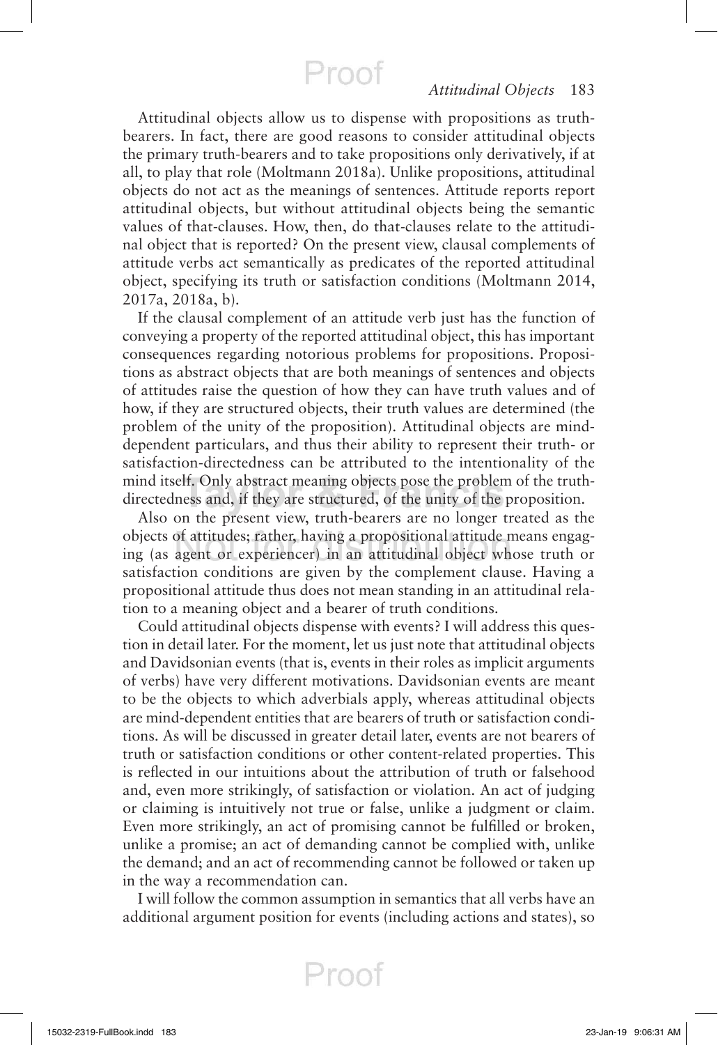Attitudinal objects allow us to dispense with propositions as truth-bearers. In fact, there are good reasons to consider attitudinal objects the primary truth-bearers and to take propositions only derivatively, if at all, to play that role (Moltmann 2018a). Unlike propositions, attitudinal objects do not act as the meanings of sentences. Attitude reports report attitudinal objects, but without attitudinal objects being the semantic values of that-clauses. How, then, do that-clauses relate to the attitudinal object that is reported? On the present view, clausal complements of attitude verbs act semantically as predicates of the reported attitudinal object, specifying its truth or satisfaction conditions (Moltmann 2014, 2017a, 2018a, b).

If the clausal complement of an attitude verb just has the function of conveying a property of the reported attitudinal object, this has important consequences regarding notorious problems for propositions. Propositions as abstract objects that are both meanings of sentences and objects of attitudes raise the question of how they can have truth values and of how, if they are structured objects, their truth values are determined (the problem of the unity of the proposition). Attitudinal objects are mind-dependent particulars, and thus their ability to represent their truth- or satisfaction-directedness can be attributed to the intentionality of the mind itself. Only abstract meaning objects pose the problem of the truth-directedness and, if they are structured, of the unity of the proposition.

Also on the present view, truth-bearers are no longer treated as the objects of attitudes; rather, having a propositional attitude means engaging (as agent or experiencer) in an attitudinal object whose truth or satisfaction conditions are given by the complement clause. Having a propositional attitude thus does not mean standing in an attitudinal relation to a meaning object and a bearer of truth conditions.

Could attitudinal objects dispense with events? I will address this question in detail later. For the moment, let us just note that attitudinal objects and Davidsonian events (that is, events in their roles as implicit arguments of verbs) have very different motivations. Davidsonian events are meant to be the objects to which adverbials apply, whereas attitudinal objects are mind-dependent entities that are bearers of truth or satisfaction conditions. As will be discussed in greater detail later, events are not bearers of truth or satisfaction conditions or other content-related properties. This is reflected in our intuitions about the attribution of truth or falsehood and, even more strikingly, of satisfaction or violation. An act of judging or claiming is intuitively not true or false, unlike a judgment or claim. Even more strikingly, an act of promising cannot be fulfilled or broken, unlike a promise; an act of demanding cannot be complied with, unlike the demand; and an act of recommending cannot be followed or taken up in the way a recommendation can.

I will follow the common assumption in semantics that all verbs have an additional argument position for events (including actions and states), so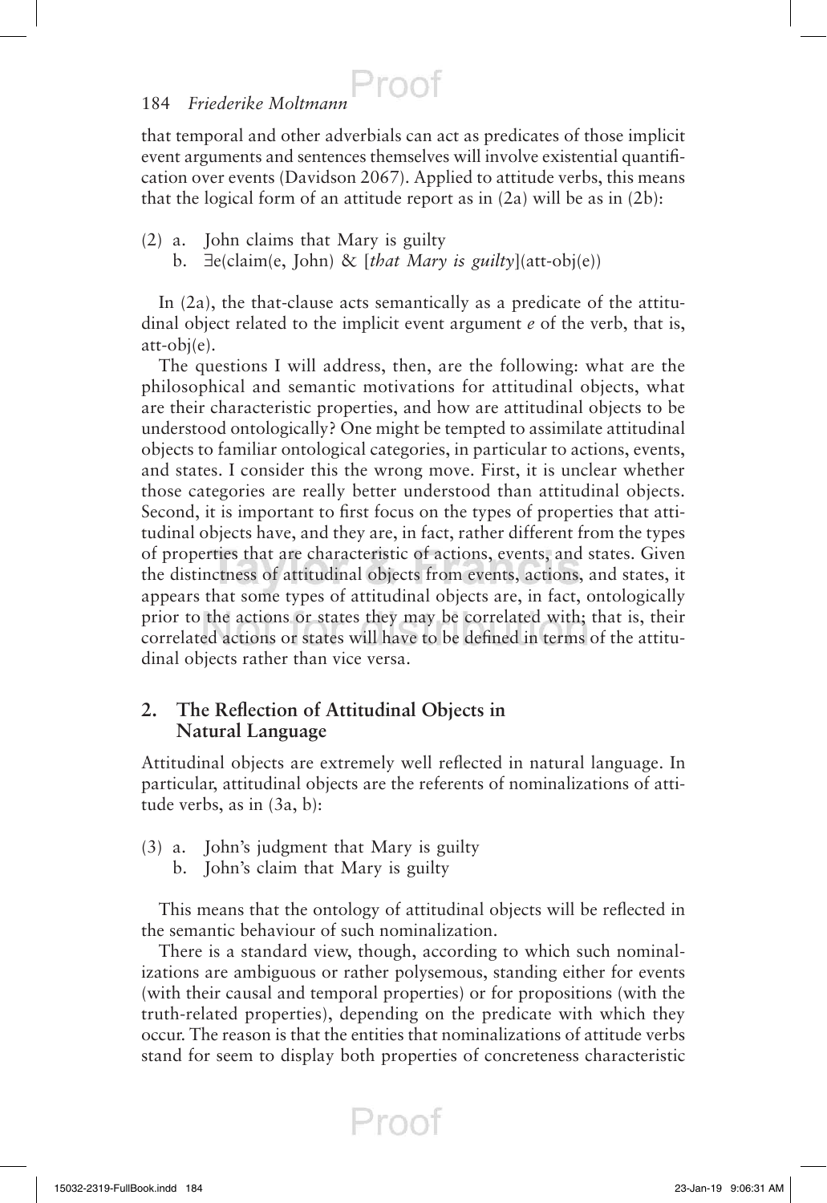that temporal and other adverbials can act as predicates of those implicit event arguments and sentences themselves will involve existential quantification over events (Davidson 2067). Applied to attitude verbs, this means that the logical form of an attitude report as in (2a) will be as in (2b):

(2) a. John claims that Mary is guilty
    b. ∃e(claim(e, John) & [*that Mary is guilty*](att-obj(e))

In (2a), the that-clause acts semantically as a predicate of the attitudinal object related to the implicit event argument *e* of the verb, that is, att-obj(e).

The questions I will address, then, are the following: what are the philosophical and semantic motivations for attitudinal objects, what are their characteristic properties, and how are attitudinal objects to be understood ontologically? One might be tempted to assimilate attitudinal objects to familiar ontological categories, in particular to actions, events, and states. I consider this the wrong move. First, it is unclear whether those categories are really better understood than attitudinal objects. Second, it is important to first focus on the types of properties that attitudinal objects have, and they are, in fact, rather different from the types of properties that are characteristic of actions, events, and states. Given the distinctness of attitudinal objects from events, actions, and states, it appears that some types of attitudinal objects are, in fact, ontologically prior to the actions or states they may be correlated with; that is, their correlated actions or states will have to be defined in terms of the attitudinal objects rather than vice versa.

## 2. The Reflection of Attitudinal Objects in Natural Language

Attitudinal objects are extremely well reflected in natural language. In particular, attitudinal objects are the referents of nominalizations of attitude verbs, as in (3a, b):

(3) a. John's judgment that Mary is guilty
    b. John's claim that Mary is guilty

This means that the ontology of attitudinal objects will be reflected in the semantic behaviour of such nominalization.

There is a standard view, though, according to which such nominalizations are ambiguous or rather polysemous, standing either for events (with their causal and temporal properties) or for propositions (with the truth-related properties), depending on the predicate with which they occur. The reason is that the entities that nominalizations of attitude verbs stand for seem to display both properties of concreteness characteristic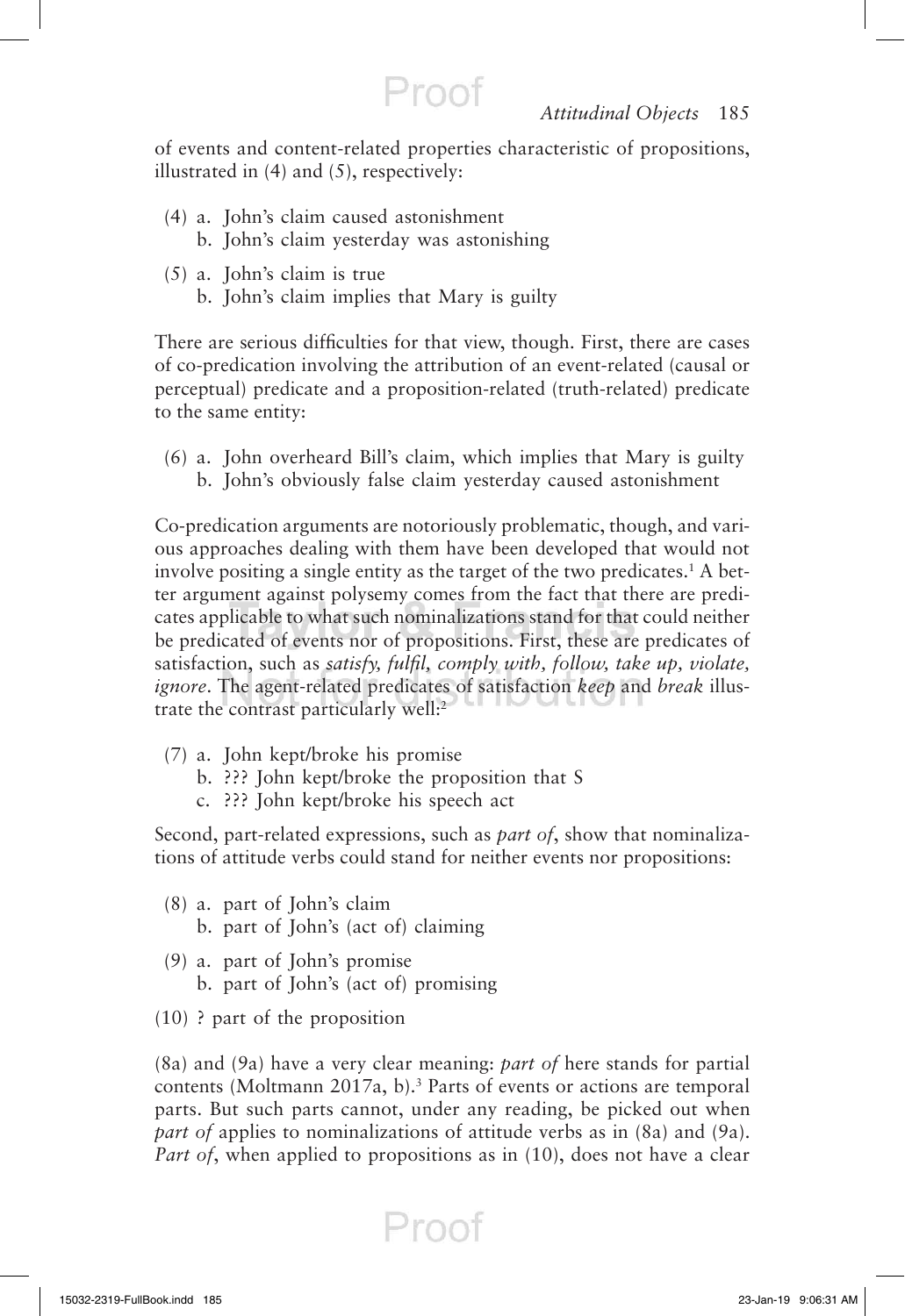of events and content-related properties characteristic of propositions, illustrated in (4) and (5), respectively:

(4) a. John's claim caused astonishment
  b. John's claim yesterday was astonishing

(5) a. John's claim is true
  b. John's claim implies that Mary is guilty

There are serious difficulties for that view, though. First, there are cases of co-predication involving the attribution of an event-related (causal or perceptual) predicate and a proposition-related (truth-related) predicate to the same entity:

(6) a. John overheard Bill's claim, which implies that Mary is guilty
  b. John's obviously false claim yesterday caused astonishment

Co-predication arguments are notoriously problematic, though, and various approaches dealing with them have been developed that would not involve positing a single entity as the target of the two predicates.[1] A better argument against polysemy comes from the fact that there are predicates applicable to what such nominalizations stand for that could neither be predicated of events nor of propositions. First, these are predicates of satisfaction, such as *satisfy, fulfil, comply with, follow, take up, violate, ignore*. The agent-related predicates of satisfaction *keep* and *break* illustrate the contrast particularly well:[2]

(7) a. John kept/broke his promise
  b. ??? John kept/broke the proposition that S
  c. ??? John kept/broke his speech act

Second, part-related expressions, such as *part of*, show that nominalizations of attitude verbs could stand for neither events nor propositions:

(8) a. part of John's claim
  b. part of John's (act of) claiming

(9) a. part of John's promise
  b. part of John's (act of) promising

(10) ? part of the proposition

(8a) and (9a) have a very clear meaning: *part of* here stands for partial contents (Moltmann 2017a, b).[3] Parts of events or actions are temporal parts. But such parts cannot, under any reading, be picked out when *part of* applies to nominalizations of attitude verbs as in (8a) and (9a). *Part of*, when applied to propositions as in (10), does not have a clear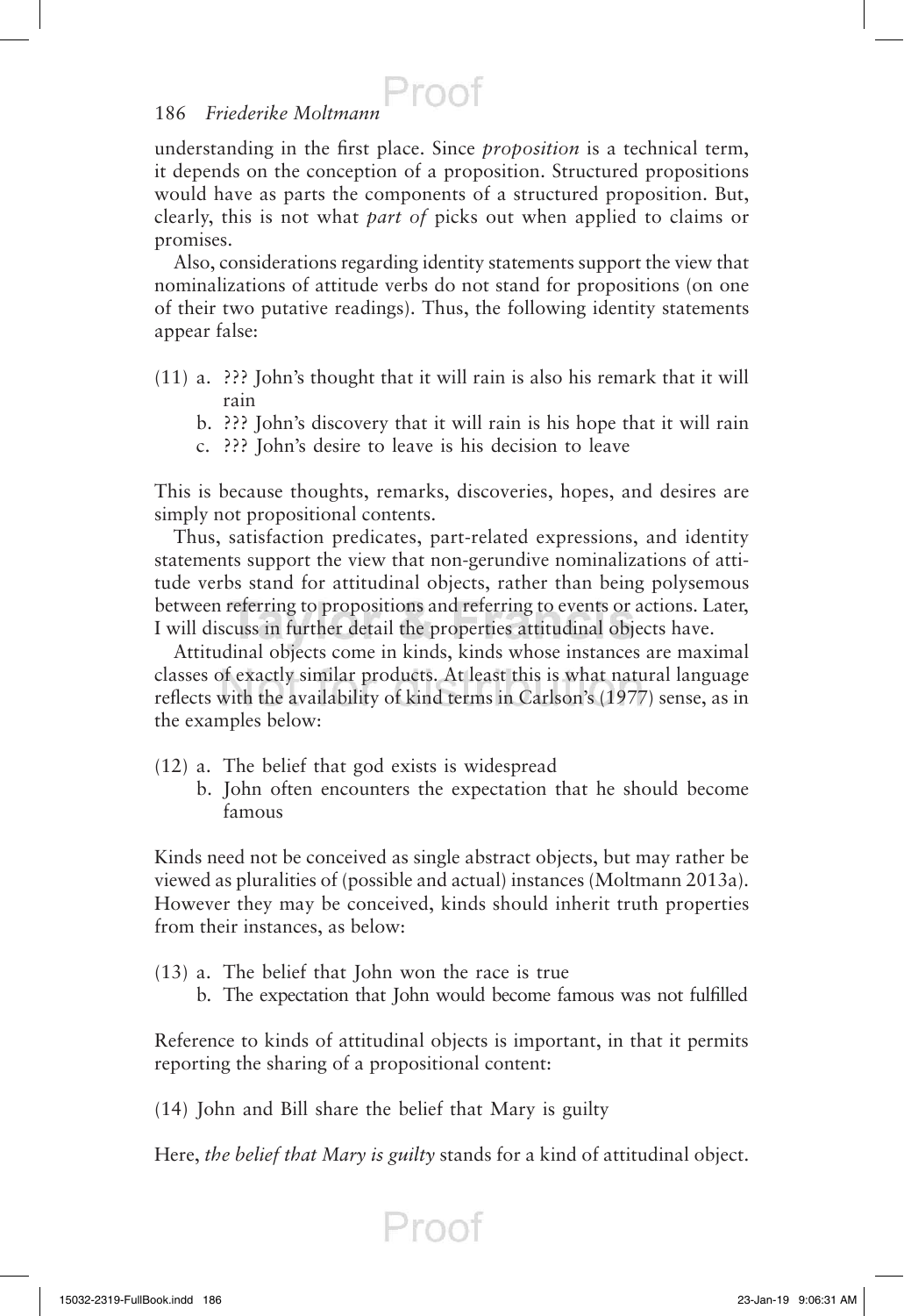understanding in the first place. Since *proposition* is a technical term, it depends on the conception of a proposition. Structured propositions would have as parts the components of a structured proposition. But, clearly, this is not what *part of* picks out when applied to claims or promises.

Also, considerations regarding identity statements support the view that nominalizations of attitude verbs do not stand for propositions (on one of their two putative readings). Thus, the following identity statements appear false:

(11) a. ??? John's thought that it will rain is also his remark that it will rain
   b. ??? John's discovery that it will rain is his hope that it will rain
   c. ??? John's desire to leave is his decision to leave

This is because thoughts, remarks, discoveries, hopes, and desires are simply not propositional contents.

Thus, satisfaction predicates, part-related expressions, and identity statements support the view that non-gerundive nominalizations of attitude verbs stand for attitudinal objects, rather than being polysemous between referring to propositions and referring to events or actions. Later, I will discuss in further detail the properties attitudinal objects have.

Attitudinal objects come in kinds, kinds whose instances are maximal classes of exactly similar products. At least this is what natural language reflects with the availability of kind terms in Carlson's (1977) sense, as in the examples below:

(12) a. The belief that god exists is widespread
   b. John often encounters the expectation that he should become famous

Kinds need not be conceived as single abstract objects, but may rather be viewed as pluralities of (possible and actual) instances (Moltmann 2013a). However they may be conceived, kinds should inherit truth properties from their instances, as below:

(13) a. The belief that John won the race is true
   b. The expectation that John would become famous was not fulfilled

Reference to kinds of attitudinal objects is important, in that it permits reporting the sharing of a propositional content:

(14) John and Bill share the belief that Mary is guilty

Here, *the belief that Mary is guilty* stands for a kind of attitudinal object.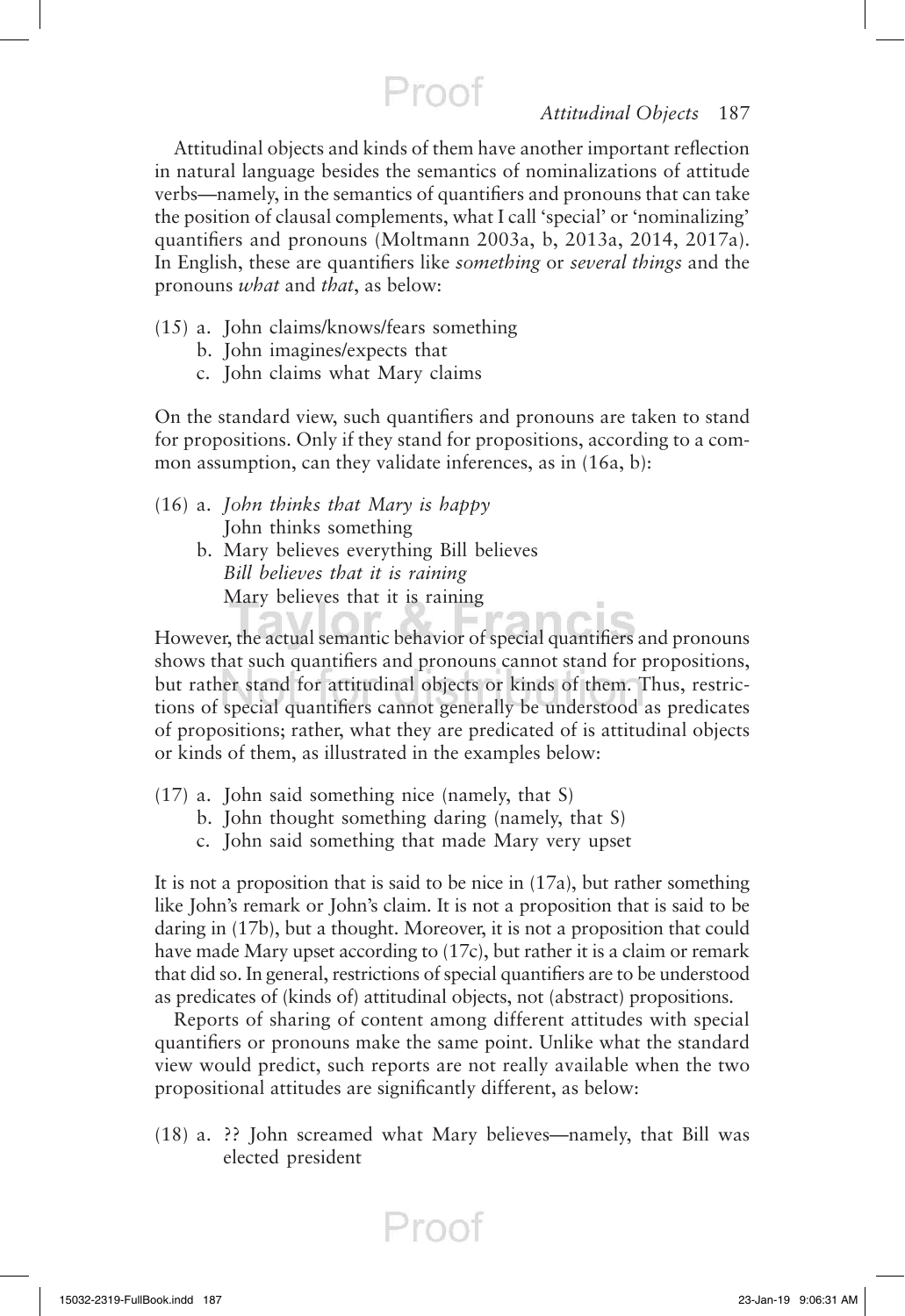Attitudinal objects and kinds of them have another important reflection in natural language besides the semantics of nominalizations of attitude verbs—namely, in the semantics of quantifiers and pronouns that can take the position of clausal complements, what I call 'special' or 'nominalizing' quantifiers and pronouns (Moltmann 2003a, b, 2013a, 2014, 2017a). In English, these are quantifiers like *something* or *several things* and the pronouns *what* and *that*, as below:

(15) a. John claims/knows/fears something
b. John imagines/expects that
c. John claims what Mary claims

On the standard view, such quantifiers and pronouns are taken to stand for propositions. Only if they stand for propositions, according to a common assumption, can they validate inferences, as in (16a, b):

(16) a. *John thinks that Mary is happy*
John thinks something
b. Mary believes everything Bill believes
*Bill believes that it is raining*
Mary believes that it is raining

However, the actual semantic behavior of special quantifiers and pronouns shows that such quantifiers and pronouns cannot stand for propositions, but rather stand for attitudinal objects or kinds of them. Thus, restrictions of special quantifiers cannot generally be understood as predicates of propositions; rather, what they are predicated of is attitudinal objects or kinds of them, as illustrated in the examples below:

(17) a. John said something nice (namely, that S)
b. John thought something daring (namely, that S)
c. John said something that made Mary very upset

It is not a proposition that is said to be nice in (17a), but rather something like John's remark or John's claim. It is not a proposition that is said to be daring in (17b), but a thought. Moreover, it is not a proposition that could have made Mary upset according to (17c), but rather it is a claim or remark that did so. In general, restrictions of special quantifiers are to be understood as predicates of (kinds of) attitudinal objects, not (abstract) propositions.

Reports of sharing of content among different attitudes with special quantifiers or pronouns make the same point. Unlike what the standard view would predict, such reports are not really available when the two propositional attitudes are significantly different, as below:

(18) a. ?? John screamed what Mary believes—namely, that Bill was elected president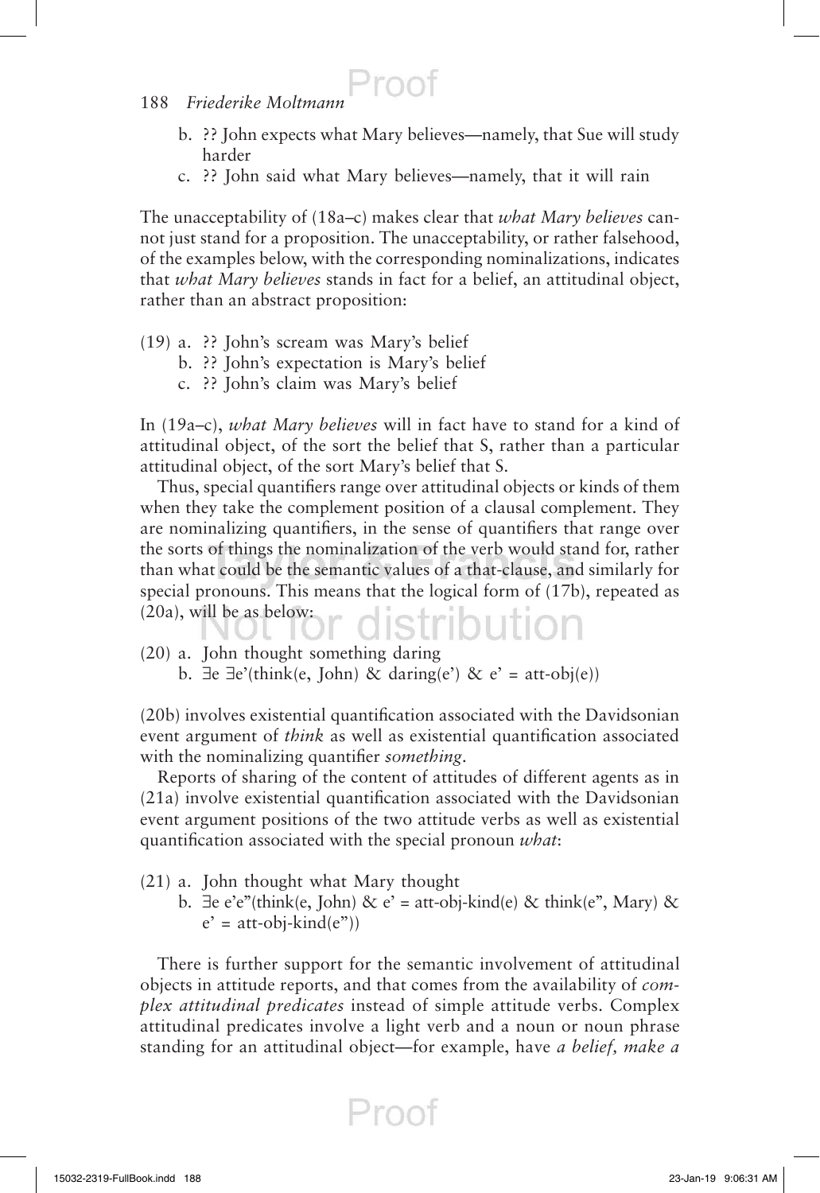b. ?? John expects what Mary believes—namely, that Sue will study harder

c. ?? John said what Mary believes—namely, that it will rain

The unacceptability of (18a–c) makes clear that *what Mary believes* cannot just stand for a proposition. The unacceptability, or rather falsehood, of the examples below, with the corresponding nominalizations, indicates that *what Mary believes* stands in fact for a belief, an attitudinal object, rather than an abstract proposition:

(19) a. ?? John's scream was Mary's belief

b. ?? John's expectation is Mary's belief

c. ?? John's claim was Mary's belief

In (19a–c), *what Mary believes* will in fact have to stand for a kind of attitudinal object, of the sort the belief that S, rather than a particular attitudinal object, of the sort Mary's belief that S.

Thus, special quantifiers range over attitudinal objects or kinds of them when they take the complement position of a clausal complement. They are nominalizing quantifiers, in the sense of quantifiers that range over the sorts of things the nominalization of the verb would stand for, rather than what could be the semantic values of a that-clause, and similarly for special pronouns. This means that the logical form of (17b), repeated as (20a), will be as below:

(20) a. John thought something daring

b. ∃e ∃e'(think(e, John) & daring(e') & e' = att-obj(e))

(20b) involves existential quantification associated with the Davidsonian event argument of *think* as well as existential quantification associated with the nominalizing quantifier *something*.

Reports of sharing of the content of attitudes of different agents as in (21a) involve existential quantification associated with the Davidsonian event argument positions of the two attitude verbs as well as existential quantification associated with the special pronoun *what*:

(21) a. John thought what Mary thought

b. ∃e e'e"(think(e, John) & e' = att-obj-kind(e) & think(e", Mary) & e' = att-obj-kind(e"))

There is further support for the semantic involvement of attitudinal objects in attitude reports, and that comes from the availability of *complex attitudinal predicates* instead of simple attitude verbs. Complex attitudinal predicates involve a light verb and a noun or noun phrase standing for an attitudinal object—for example, have *a belief, make a*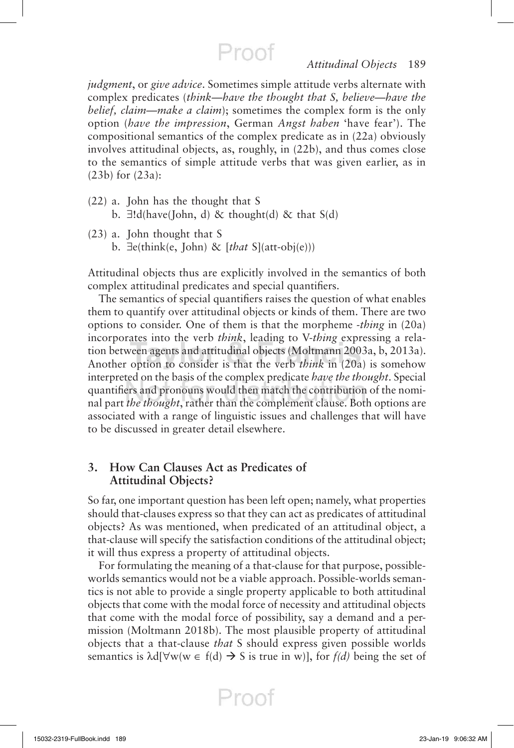*judgment*, or *give advice*. Sometimes simple attitude verbs alternate with complex predicates (*think—have the thought that S, believe—have the belief, claim—make a claim*); sometimes the complex form is the only option (*have the impression*, German *Angst haben* 'have fear'). The compositional semantics of the complex predicate as in (22a) obviously involves attitudinal objects, as, roughly, in (22b), and thus comes close to the semantics of simple attitude verbs that was given earlier, as in (23b) for (23a):

(22) a. John has the thought that S
  b. $\exists!d(\text{have}(\text{John}, d)\ \&\ \text{thought}(d)\ \&\ \text{that } S(d)$

(23) a. John thought that S
  b. $\exists e(\text{think}(e, \text{John})\ \&\ [\textit{that}\ S](\text{att-obj}(e)))$

Attitudinal objects thus are explicitly involved in the semantics of both complex attitudinal predicates and special quantifiers.

The semantics of special quantifiers raises the question of what enables them to quantify over attitudinal objects or kinds of them. There are two options to consider. One of them is that the morpheme *-thing* in (20a) incorporates into the verb *think*, leading to V-*thing* expressing a relation between agents and attitudinal objects (Moltmann 2003a, b, 2013a). Another option to consider is that the verb *think* in (20a) is somehow interpreted on the basis of the complex predicate *have the thought*. Special quantifiers and pronouns would then match the contribution of the nominal part *the thought*, rather than the complement clause. Both options are associated with a range of linguistic issues and challenges that will have to be discussed in greater detail elsewhere.

## 3. How Can Clauses Act as Predicates of Attitudinal Objects?

So far, one important question has been left open; namely, what properties should that-clauses express so that they can act as predicates of attitudinal objects? As was mentioned, when predicated of an attitudinal object, a that-clause will specify the satisfaction conditions of the attitudinal object; it will thus express a property of attitudinal objects.

For formulating the meaning of a that-clause for that purpose, possible-worlds semantics would not be a viable approach. Possible-worlds semantics is not able to provide a single property applicable to both attitudinal objects that come with the modal force of necessity and attitudinal objects that come with the modal force of possibility, say a demand and a permission (Moltmann 2018b). The most plausible property of attitudinal objects that a that-clause *that* S should express given possible worlds semantics is $\lambda d[\forall w(w \in f(d) \rightarrow S \text{ is true in } w)]$, for $f(d)$ being the set of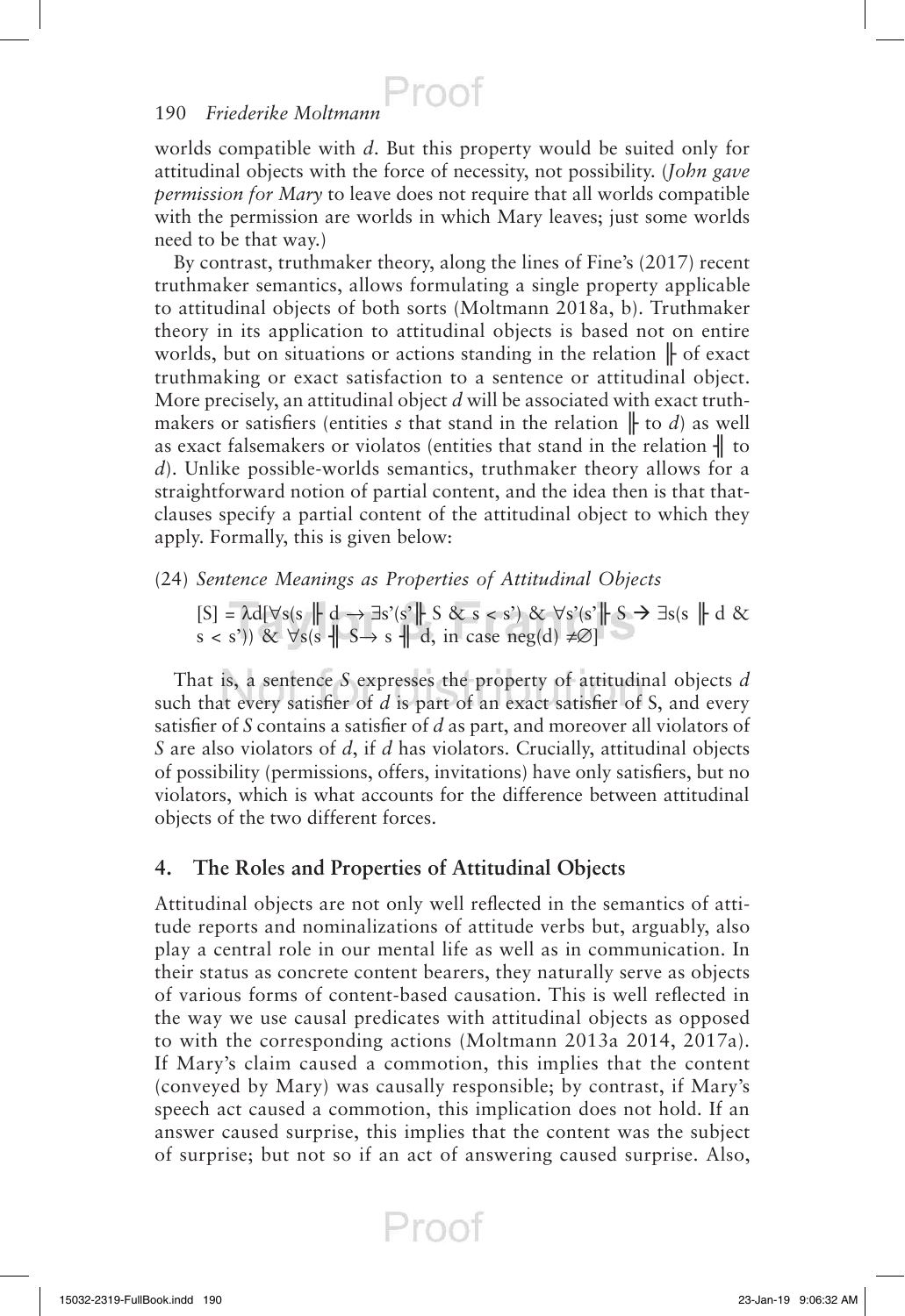worlds compatible with *d*. But this property would be suited only for attitudinal objects with the force of necessity, not possibility. (*John gave permission for Mary* to leave does not require that all worlds compatible with the permission are worlds in which Mary leaves; just some worlds need to be that way.)

By contrast, truthmaker theory, along the lines of Fine's (2017) recent truthmaker semantics, allows formulating a single property applicable to attitudinal objects of both sorts (Moltmann 2018a, b). Truthmaker theory in its application to attitudinal objects is based not on entire worlds, but on situations or actions standing in the relation ╟ of exact truthmaking or exact satisfaction to a sentence or attitudinal object. More precisely, an attitudinal object *d* will be associated with exact truthmakers or satisfiers (entities *s* that stand in the relation ╟ to *d*) as well as exact falsemakers or violatos (entities that stand in the relation ╢ to *d*). Unlike possible-worlds semantics, truthmaker theory allows for a straightforward notion of partial content, and the idea then is that that-clauses specify a partial content of the attitudinal object to which they apply. Formally, this is given below:

(24) *Sentence Meanings as Properties of Attitudinal Objects*

$$[S] = \lambda d[\forall s(s \Vdash d \rightarrow \exists s'(s' \Vdash S \; \& \; s < s') \; \& \; \forall s'(s' \Vdash S \rightarrow \exists s(s \Vdash d \; \& \; s < s')) \; \& \; \forall s(s \dashv\!\!\!\!\dashv S \rightarrow s \dashv\!\!\!\!\dashv d, \text{ in case } neg(d) \neq \emptyset]$$

That is, a sentence *S* expresses the property of attitudinal objects *d* such that every satisfier of *d* is part of an exact satisfier of S, and every satisfier of *S* contains a satisfier of *d* as part, and moreover all violators of *S* are also violators of *d*, if *d* has violators. Crucially, attitudinal objects of possibility (permissions, offers, invitations) have only satisfiers, but no violators, which is what accounts for the difference between attitudinal objects of the two different forces.

## 4. The Roles and Properties of Attitudinal Objects

Attitudinal objects are not only well reflected in the semantics of attitude reports and nominalizations of attitude verbs but, arguably, also play a central role in our mental life as well as in communication. In their status as concrete content bearers, they naturally serve as objects of various forms of content-based causation. This is well reflected in the way we use causal predicates with attitudinal objects as opposed to with the corresponding actions (Moltmann 2013a 2014, 2017a). If Mary's claim caused a commotion, this implies that the content (conveyed by Mary) was causally responsible; by contrast, if Mary's speech act caused a commotion, this implication does not hold. If an answer caused surprise, this implies that the content was the subject of surprise; but not so if an act of answering caused surprise. Also,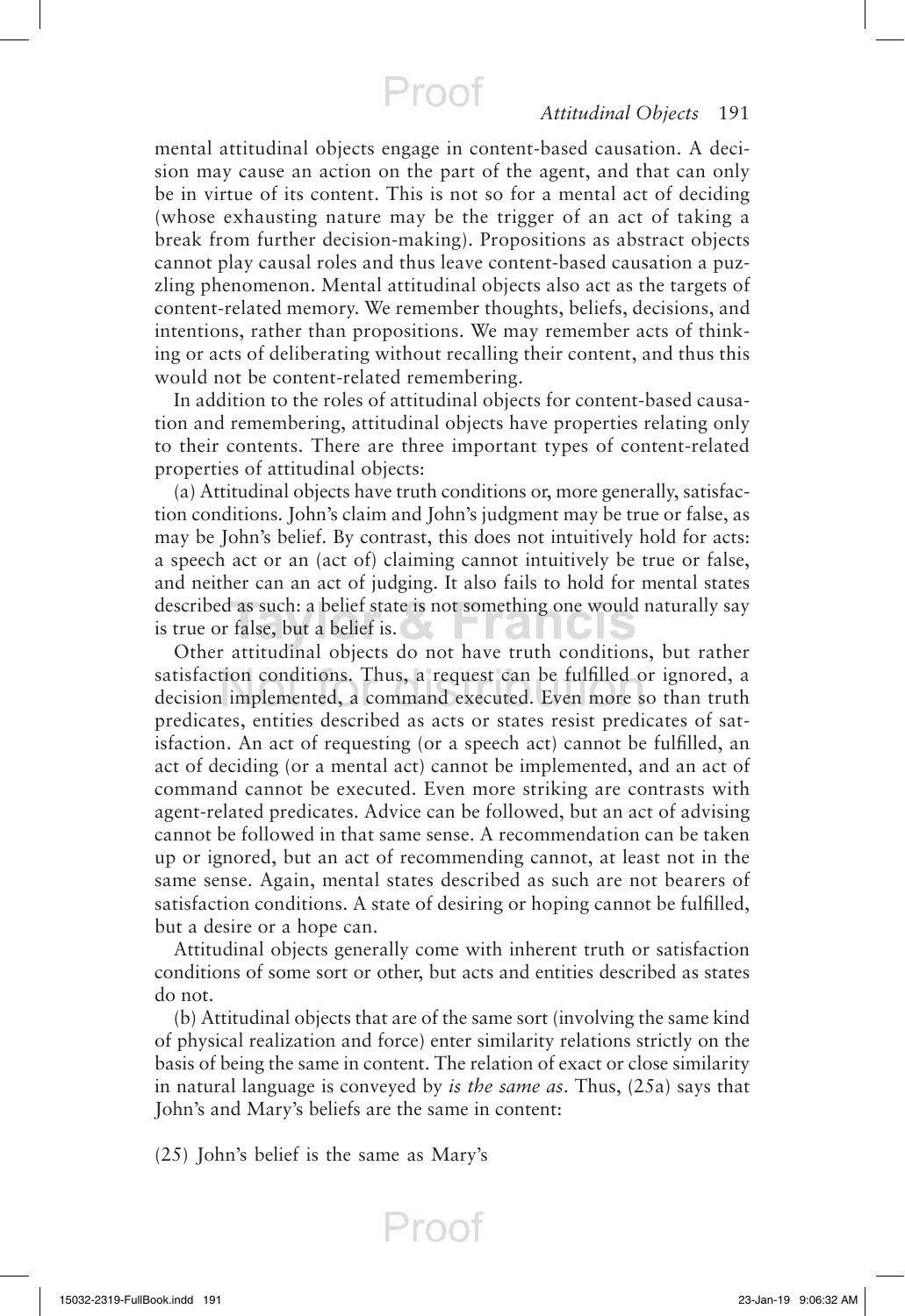mental attitudinal objects engage in content-based causation. A decision may cause an action on the part of the agent, and that can only be in virtue of its content. This is not so for a mental act of deciding (whose exhausting nature may be the trigger of an act of taking a break from further decision-making). Propositions as abstract objects cannot play causal roles and thus leave content-based causation a puzzling phenomenon. Mental attitudinal objects also act as the targets of content-related memory. We remember thoughts, beliefs, decisions, and intentions, rather than propositions. We may remember acts of thinking or acts of deliberating without recalling their content, and thus this would not be content-related remembering.

In addition to the roles of attitudinal objects for content-based causation and remembering, attitudinal objects have properties relating only to their contents. There are three important types of content-related properties of attitudinal objects:

(a) Attitudinal objects have truth conditions or, more generally, satisfaction conditions. John's claim and John's judgment may be true or false, as may be John's belief. By contrast, this does not intuitively hold for acts: a speech act or an (act of) claiming cannot intuitively be true or false, and neither can an act of judging. It also fails to hold for mental states described as such: a belief state is not something one would naturally say is true or false, but a belief is.

Other attitudinal objects do not have truth conditions, but rather satisfaction conditions. Thus, a request can be fulfilled or ignored, a decision implemented, a command executed. Even more so than truth predicates, entities described as acts or states resist predicates of satisfaction. An act of requesting (or a speech act) cannot be fulfilled, an act of deciding (or a mental act) cannot be implemented, and an act of command cannot be executed. Even more striking are contrasts with agent-related predicates. Advice can be followed, but an act of advising cannot be followed in that same sense. A recommendation can be taken up or ignored, but an act of recommending cannot, at least not in the same sense. Again, mental states described as such are not bearers of satisfaction conditions. A state of desiring or hoping cannot be fulfilled, but a desire or a hope can.

Attitudinal objects generally come with inherent truth or satisfaction conditions of some sort or other, but acts and entities described as states do not.

(b) Attitudinal objects that are of the same sort (involving the same kind of physical realization and force) enter similarity relations strictly on the basis of being the same in content. The relation of exact or close similarity in natural language is conveyed by *is the same as*. Thus, (25a) says that John's and Mary's beliefs are the same in content:

(25) John's belief is the same as Mary's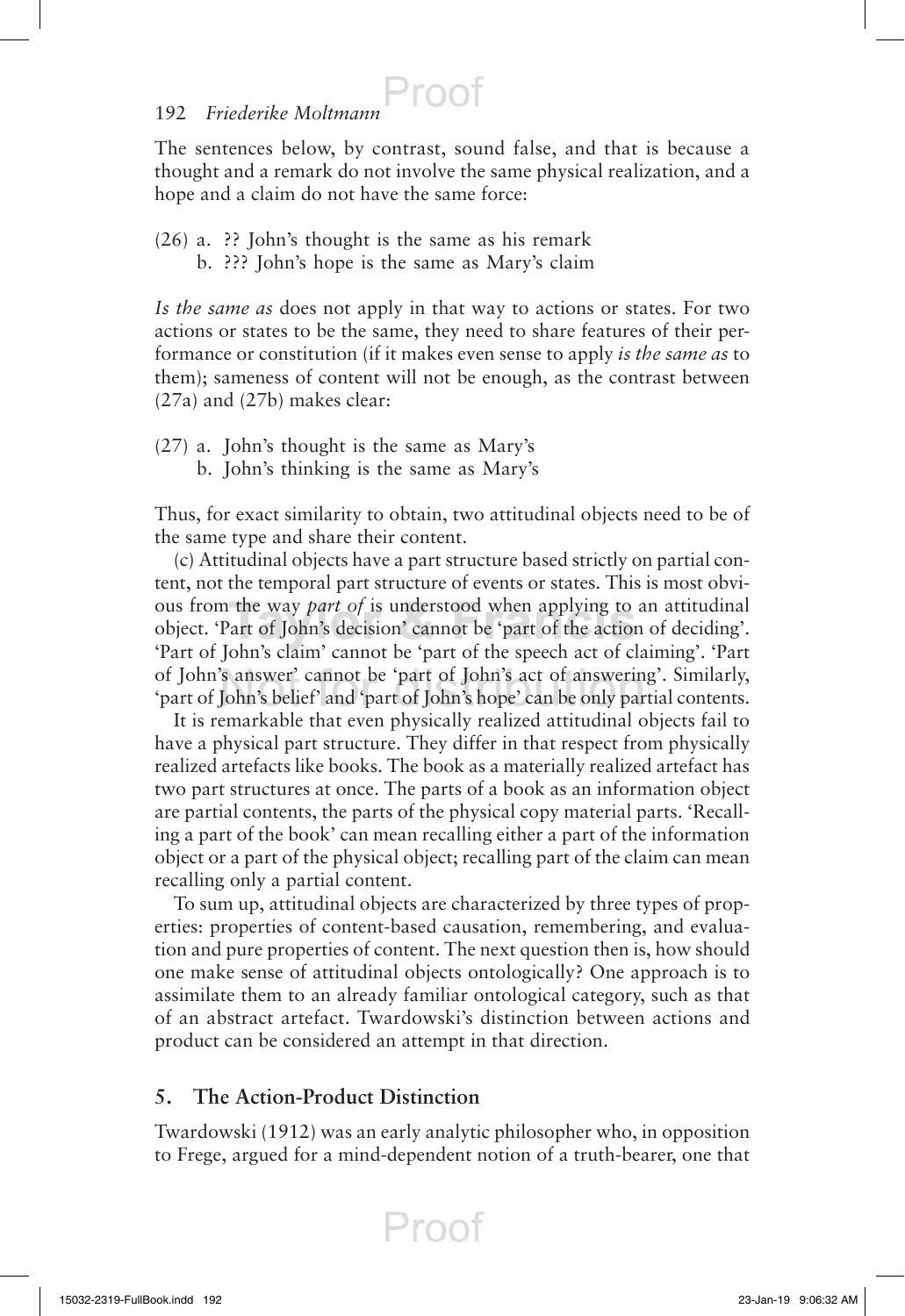The sentences below, by contrast, sound false, and that is because a thought and a remark do not involve the same physical realization, and a hope and a claim do not have the same force:

(26) a. ?? John's thought is the same as his remark
b. ??? John's hope is the same as Mary's claim

*Is the same as* does not apply in that way to actions or states. For two actions or states to be the same, they need to share features of their performance or constitution (if it makes even sense to apply *is the same as* to them); sameness of content will not be enough, as the contrast between (27a) and (27b) makes clear:

(27) a. John's thought is the same as Mary's
b. John's thinking is the same as Mary's

Thus, for exact similarity to obtain, two attitudinal objects need to be of the same type and share their content.

(c) Attitudinal objects have a part structure based strictly on partial content, not the temporal part structure of events or states. This is most obvious from the way *part of* is understood when applying to an attitudinal object. 'Part of John's decision' cannot be 'part of the action of deciding'. 'Part of John's claim' cannot be 'part of the speech act of claiming'. 'Part of John's answer' cannot be 'part of John's act of answering'. Similarly, 'part of John's belief' and 'part of John's hope' can be only partial contents.

It is remarkable that even physically realized attitudinal objects fail to have a physical part structure. They differ in that respect from physically realized artefacts like books. The book as a materially realized artefact has two part structures at once. The parts of a book as an information object are partial contents, the parts of the physical copy material parts. 'Recalling a part of the book' can mean recalling either a part of the information object or a part of the physical object; recalling part of the claim can mean recalling only a partial content.

To sum up, attitudinal objects are characterized by three types of properties: properties of content-based causation, remembering, and evaluation and pure properties of content. The next question then is, how should one make sense of attitudinal objects ontologically? One approach is to assimilate them to an already familiar ontological category, such as that of an abstract artefact. Twardowski's distinction between actions and product can be considered an attempt in that direction.

## 5. The Action-Product Distinction

Twardowski (1912) was an early analytic philosopher who, in opposition to Frege, argued for a mind-dependent notion of a truth-bearer, one that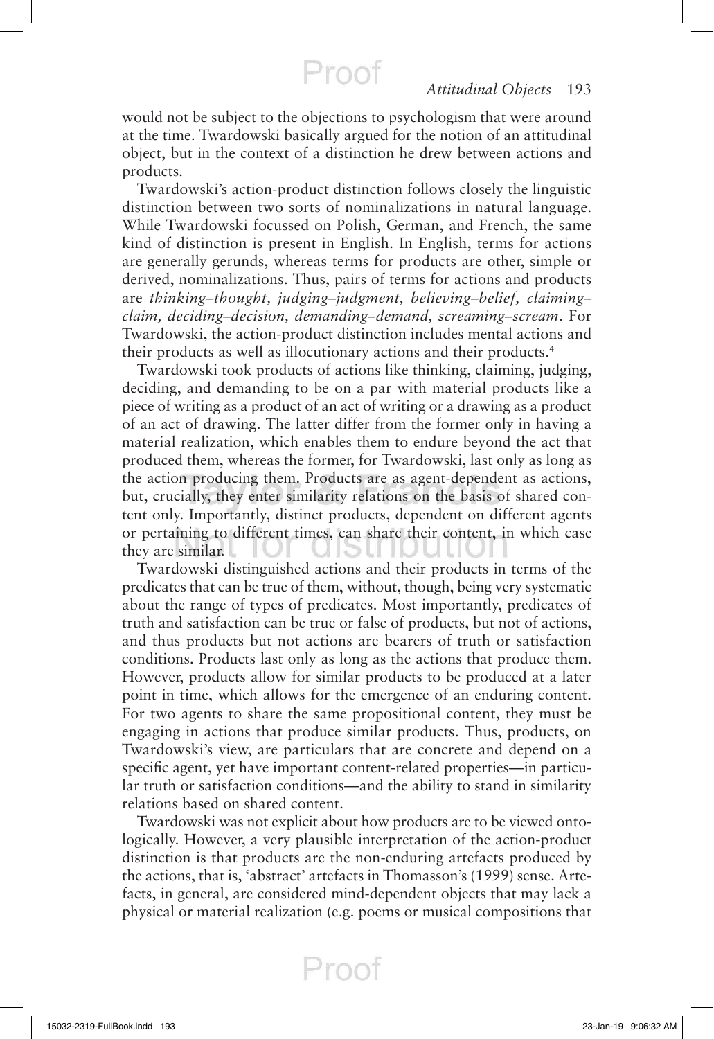would not be subject to the objections to psychologism that were around at the time. Twardowski basically argued for the notion of an attitudinal object, but in the context of a distinction he drew between actions and products.

Twardowski's action-product distinction follows closely the linguistic distinction between two sorts of nominalizations in natural language. While Twardowski focussed on Polish, German, and French, the same kind of distinction is present in English. In English, terms for actions are generally gerunds, whereas terms for products are other, simple or derived, nominalizations. Thus, pairs of terms for actions and products are *thinking–thought, judging–judgment, believing–belief, claiming–claim, deciding–decision, demanding–demand, screaming–scream*. For Twardowski, the action-product distinction includes mental actions and their products as well as illocutionary actions and their products.[4]

Twardowski took products of actions like thinking, claiming, judging, deciding, and demanding to be on a par with material products like a piece of writing as a product of an act of writing or a drawing as a product of an act of drawing. The latter differ from the former only in having a material realization, which enables them to endure beyond the act that produced them, whereas the former, for Twardowski, last only as long as the action producing them. Products are as agent-dependent as actions, but, crucially, they enter similarity relations on the basis of shared content only. Importantly, distinct products, dependent on different agents or pertaining to different times, can share their content, in which case they are similar.

Twardowski distinguished actions and their products in terms of the predicates that can be true of them, without, though, being very systematic about the range of types of predicates. Most importantly, predicates of truth and satisfaction can be true or false of products, but not of actions, and thus products but not actions are bearers of truth or satisfaction conditions. Products last only as long as the actions that produce them. However, products allow for similar products to be produced at a later point in time, which allows for the emergence of an enduring content. For two agents to share the same propositional content, they must be engaging in actions that produce similar products. Thus, products, on Twardowski's view, are particulars that are concrete and depend on a specific agent, yet have important content-related properties—in particular truth or satisfaction conditions—and the ability to stand in similarity relations based on shared content.

Twardowski was not explicit about how products are to be viewed ontologically. However, a very plausible interpretation of the action-product distinction is that products are the non-enduring artefacts produced by the actions, that is, 'abstract' artefacts in Thomasson's (1999) sense. Artefacts, in general, are considered mind-dependent objects that may lack a physical or material realization (e.g. poems or musical compositions that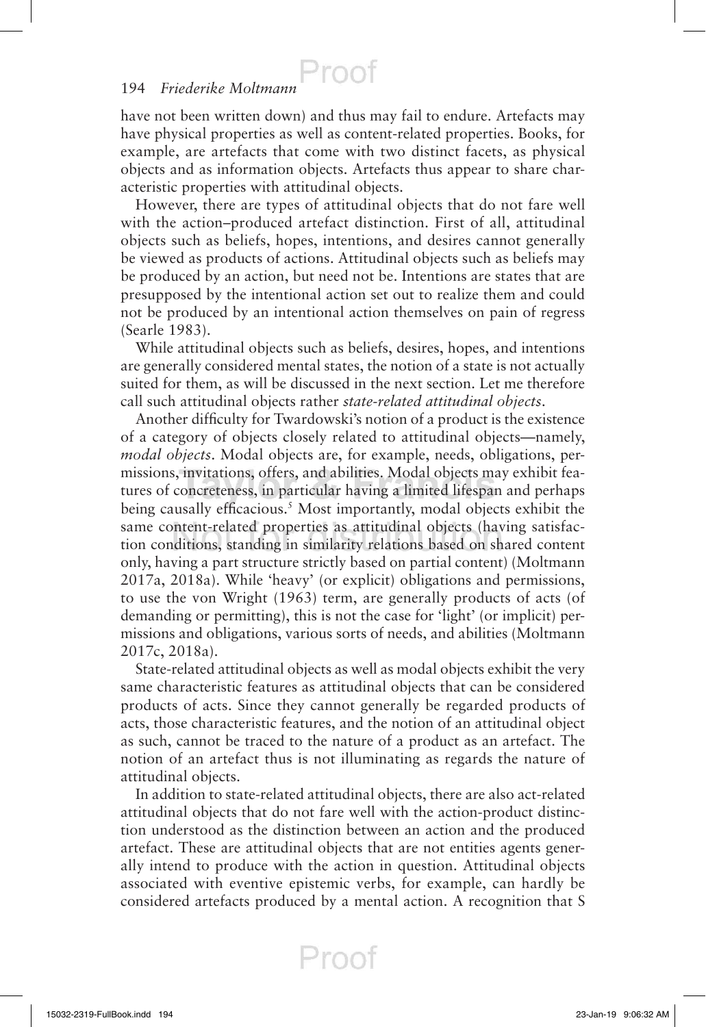have not been written down) and thus may fail to endure. Artefacts may have physical properties as well as content-related properties. Books, for example, are artefacts that come with two distinct facets, as physical objects and as information objects. Artefacts thus appear to share characteristic properties with attitudinal objects.

However, there are types of attitudinal objects that do not fare well with the action–produced artefact distinction. First of all, attitudinal objects such as beliefs, hopes, intentions, and desires cannot generally be viewed as products of actions. Attitudinal objects such as beliefs may be produced by an action, but need not be. Intentions are states that are presupposed by the intentional action set out to realize them and could not be produced by an intentional action themselves on pain of regress (Searle 1983).

While attitudinal objects such as beliefs, desires, hopes, and intentions are generally considered mental states, the notion of a state is not actually suited for them, as will be discussed in the next section. Let me therefore call such attitudinal objects rather *state-related attitudinal objects*.

Another difficulty for Twardowski's notion of a product is the existence of a category of objects closely related to attitudinal objects—namely, *modal objects*. Modal objects are, for example, needs, obligations, permissions, invitations, offers, and abilities. Modal objects may exhibit features of concreteness, in particular having a limited lifespan and perhaps being causally efficacious.[5] Most importantly, modal objects exhibit the same content-related properties as attitudinal objects (having satisfaction conditions, standing in similarity relations based on shared content only, having a part structure strictly based on partial content) (Moltmann 2017a, 2018a). While 'heavy' (or explicit) obligations and permissions, to use the von Wright (1963) term, are generally products of acts (of demanding or permitting), this is not the case for 'light' (or implicit) permissions and obligations, various sorts of needs, and abilities (Moltmann 2017c, 2018a).

State-related attitudinal objects as well as modal objects exhibit the very same characteristic features as attitudinal objects that can be considered products of acts. Since they cannot generally be regarded products of acts, those characteristic features, and the notion of an attitudinal object as such, cannot be traced to the nature of a product as an artefact. The notion of an artefact thus is not illuminating as regards the nature of attitudinal objects.

In addition to state-related attitudinal objects, there are also act-related attitudinal objects that do not fare well with the action-product distinction understood as the distinction between an action and the produced artefact. These are attitudinal objects that are not entities agents generally intend to produce with the action in question. Attitudinal objects associated with eventive epistemic verbs, for example, can hardly be considered artefacts produced by a mental action. A recognition that S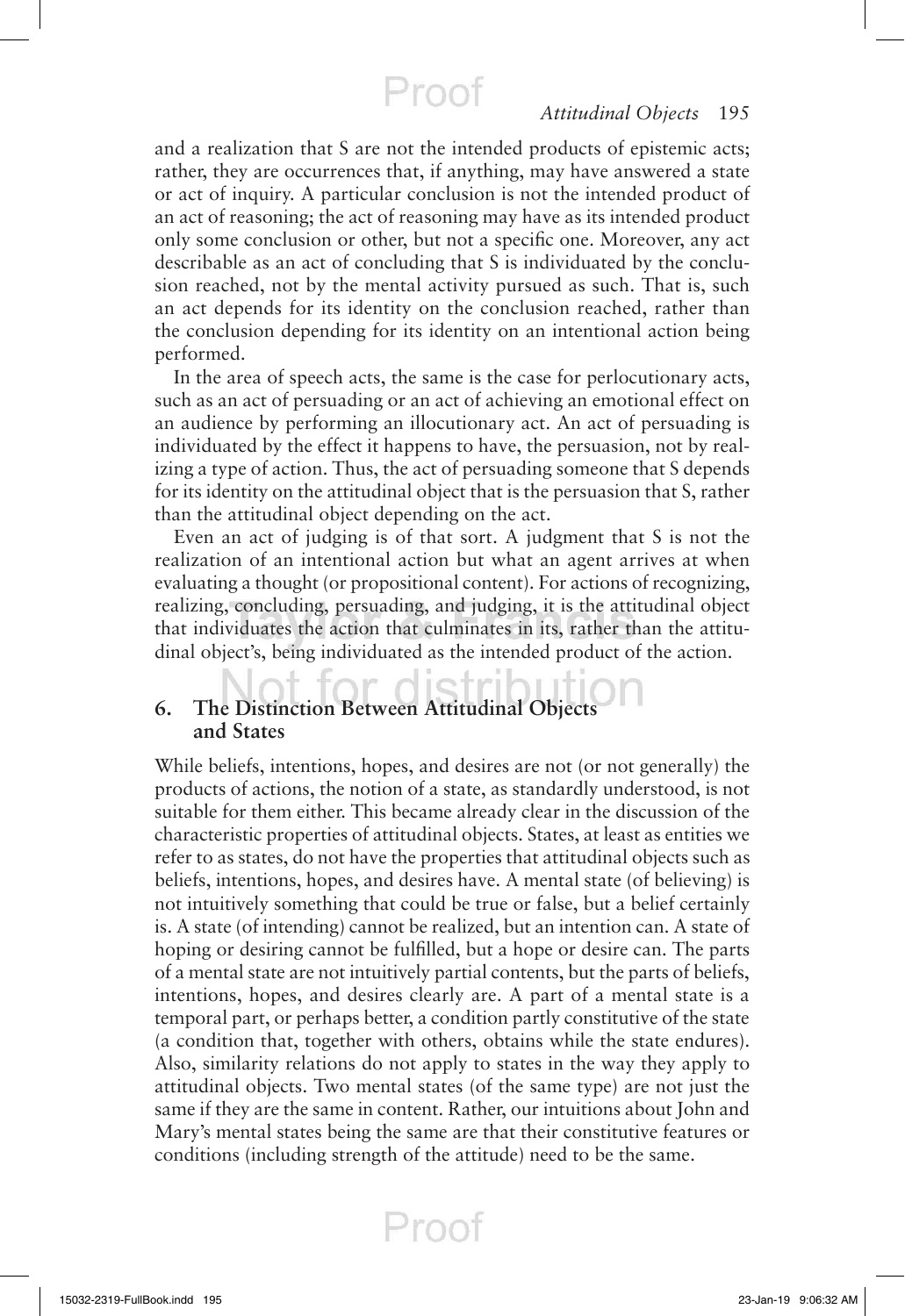and a realization that S are not the intended products of epistemic acts; rather, they are occurrences that, if anything, may have answered a state or act of inquiry. A particular conclusion is not the intended product of an act of reasoning; the act of reasoning may have as its intended product only some conclusion or other, but not a specific one. Moreover, any act describable as an act of concluding that S is individuated by the conclusion reached, not by the mental activity pursued as such. That is, such an act depends for its identity on the conclusion reached, rather than the conclusion depending for its identity on an intentional action being performed.

In the area of speech acts, the same is the case for perlocutionary acts, such as an act of persuading or an act of achieving an emotional effect on an audience by performing an illocutionary act. An act of persuading is individuated by the effect it happens to have, the persuasion, not by realizing a type of action. Thus, the act of persuading someone that S depends for its identity on the attitudinal object that is the persuasion that S, rather than the attitudinal object depending on the act.

Even an act of judging is of that sort. A judgment that S is not the realization of an intentional action but what an agent arrives at when evaluating a thought (or propositional content). For actions of recognizing, realizing, concluding, persuading, and judging, it is the attitudinal object that individuates the action that culminates in its, rather than the attitudinal object's, being individuated as the intended product of the action.

## 6. The Distinction Between Attitudinal Objects and States

While beliefs, intentions, hopes, and desires are not (or not generally) the products of actions, the notion of a state, as standardly understood, is not suitable for them either. This became already clear in the discussion of the characteristic properties of attitudinal objects. States, at least as entities we refer to as states, do not have the properties that attitudinal objects such as beliefs, intentions, hopes, and desires have. A mental state (of believing) is not intuitively something that could be true or false, but a belief certainly is. A state (of intending) cannot be realized, but an intention can. A state of hoping or desiring cannot be fulfilled, but a hope or desire can. The parts of a mental state are not intuitively partial contents, but the parts of beliefs, intentions, hopes, and desires clearly are. A part of a mental state is a temporal part, or perhaps better, a condition partly constitutive of the state (a condition that, together with others, obtains while the state endures). Also, similarity relations do not apply to states in the way they apply to attitudinal objects. Two mental states (of the same type) are not just the same if they are the same in content. Rather, our intuitions about John and Mary's mental states being the same are that their constitutive features or conditions (including strength of the attitude) need to be the same.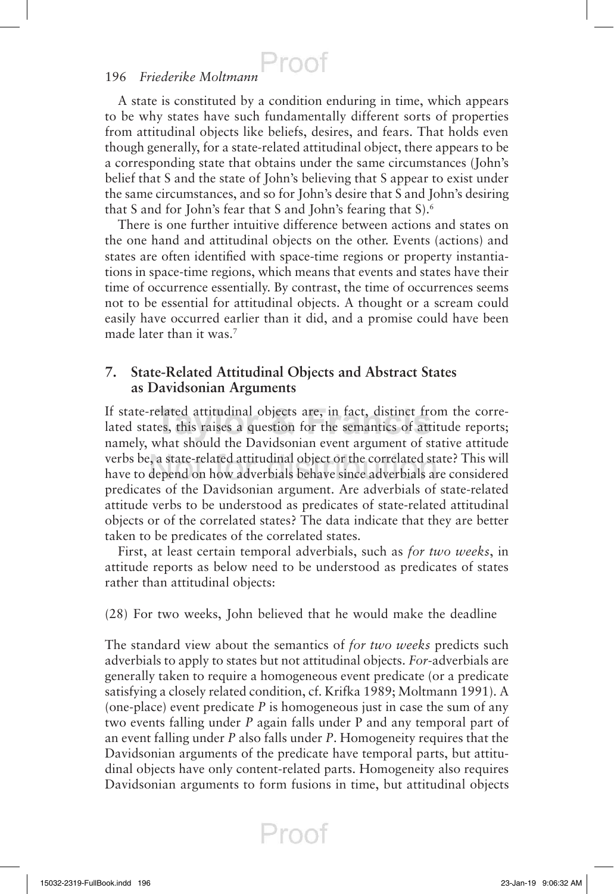A state is constituted by a condition enduring in time, which appears to be why states have such fundamentally different sorts of properties from attitudinal objects like beliefs, desires, and fears. That holds even though generally, for a state-related attitudinal object, there appears to be a corresponding state that obtains under the same circumstances (John's belief that S and the state of John's believing that S appear to exist under the same circumstances, and so for John's desire that S and John's desiring that S and for John's fear that S and John's fearing that S).[6]

There is one further intuitive difference between actions and states on the one hand and attitudinal objects on the other. Events (actions) and states are often identified with space-time regions or property instantiations in space-time regions, which means that events and states have their time of occurrence essentially. By contrast, the time of occurrences seems not to be essential for attitudinal objects. A thought or a scream could easily have occurred earlier than it did, and a promise could have been made later than it was.[7]

## 7. State-Related Attitudinal Objects and Abstract States as Davidsonian Arguments

If state-related attitudinal objects are, in fact, distinct from the correlated states, this raises a question for the semantics of attitude reports; namely, what should the Davidsonian event argument of stative attitude verbs be, a state-related attitudinal object or the correlated state? This will have to depend on how adverbials behave since adverbials are considered predicates of the Davidsonian argument. Are adverbials of state-related attitude verbs to be understood as predicates of state-related attitudinal objects or of the correlated states? The data indicate that they are better taken to be predicates of the correlated states.

First, at least certain temporal adverbials, such as *for two weeks*, in attitude reports as below need to be understood as predicates of states rather than attitudinal objects:

(28) For two weeks, John believed that he would make the deadline

The standard view about the semantics of *for two weeks* predicts such adverbials to apply to states but not attitudinal objects. *For*-adverbials are generally taken to require a homogeneous event predicate (or a predicate satisfying a closely related condition, cf. Krifka 1989; Moltmann 1991). A (one-place) event predicate *P* is homogeneous just in case the sum of any two events falling under *P* again falls under P and any temporal part of an event falling under *P* also falls under *P*. Homogeneity requires that the Davidsonian arguments of the predicate have temporal parts, but attitudinal objects have only content-related parts. Homogeneity also requires Davidsonian arguments to form fusions in time, but attitudinal objects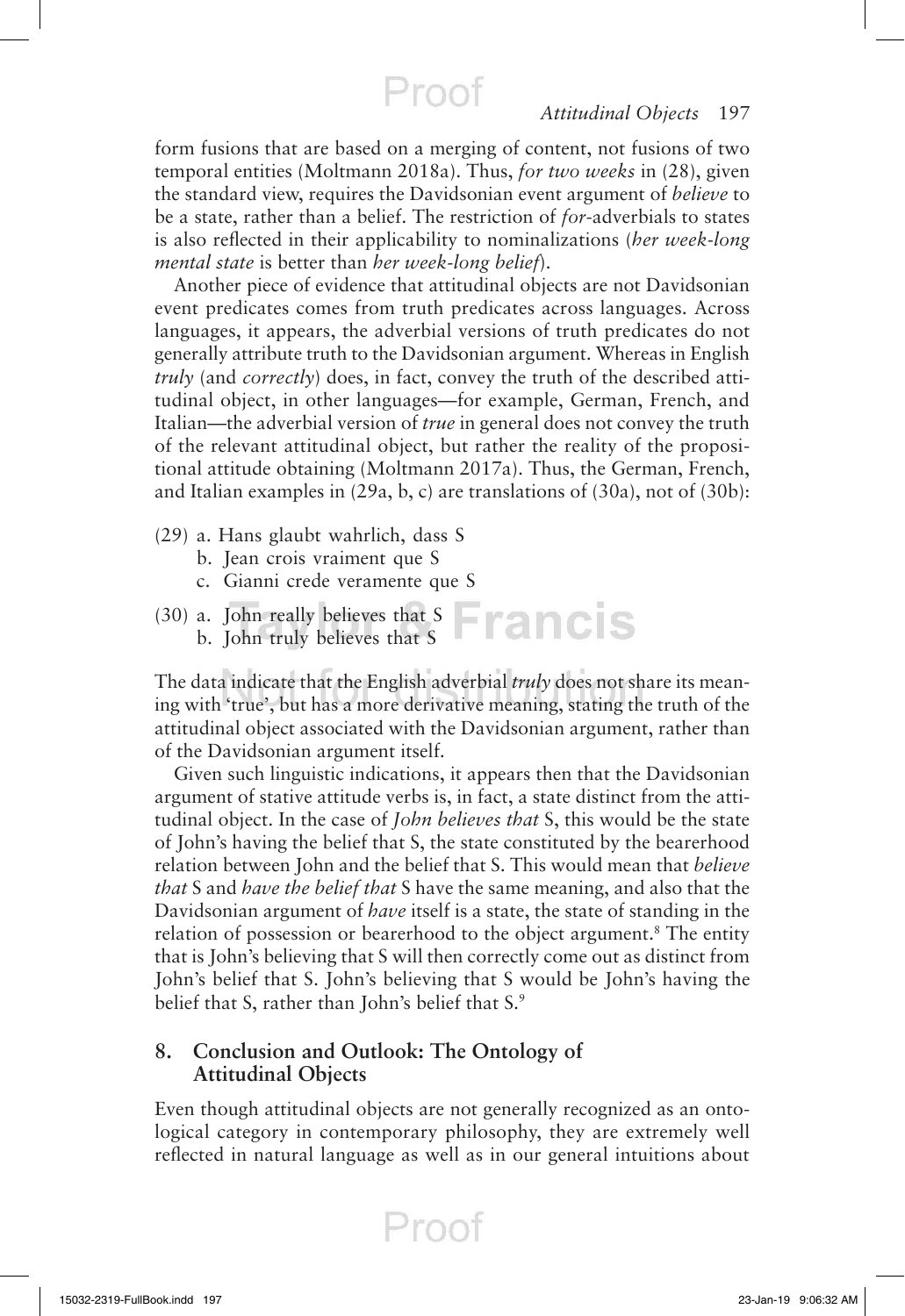form fusions that are based on a merging of content, not fusions of two temporal entities (Moltmann 2018a). Thus, *for two weeks* in (28), given the standard view, requires the Davidsonian event argument of *believe* to be a state, rather than a belief. The restriction of *for*-adverbials to states is also reflected in their applicability to nominalizations (*her week-long mental state* is better than *her week-long belief*).

Another piece of evidence that attitudinal objects are not Davidsonian event predicates comes from truth predicates across languages. Across languages, it appears, the adverbial versions of truth predicates do not generally attribute truth to the Davidsonian argument. Whereas in English *truly* (and *correctly*) does, in fact, convey the truth of the described attitudinal object, in other languages—for example, German, French, and Italian—the adverbial version of *true* in general does not convey the truth of the relevant attitudinal object, but rather the reality of the propositional attitude obtaining (Moltmann 2017a). Thus, the German, French, and Italian examples in (29a, b, c) are translations of (30a), not of (30b):

(29) a. Hans glaubt wahrlich, dass S
 b. Jean crois vraiment que S
 c. Gianni crede veramente que S

(30) a. John really believes that S
 b. John truly believes that S

The data indicate that the English adverbial *truly* does not share its meaning with 'true', but has a more derivative meaning, stating the truth of the attitudinal object associated with the Davidsonian argument, rather than of the Davidsonian argument itself.

Given such linguistic indications, it appears then that the Davidsonian argument of stative attitude verbs is, in fact, a state distinct from the attitudinal object. In the case of *John believes that* S, this would be the state of John's having the belief that S, the state constituted by the bearerhood relation between John and the belief that S. This would mean that *believe that* S and *have the belief that* S have the same meaning, and also that the Davidsonian argument of *have* itself is a state, the state of standing in the relation of possession or bearerhood to the object argument.[8] The entity that is John's believing that S will then correctly come out as distinct from John's belief that S. John's believing that S would be John's having the belief that S, rather than John's belief that S.[9]

## 8. Conclusion and Outlook: The Ontology of Attitudinal Objects

Even though attitudinal objects are not generally recognized as an ontological category in contemporary philosophy, they are extremely well reflected in natural language as well as in our general intuitions about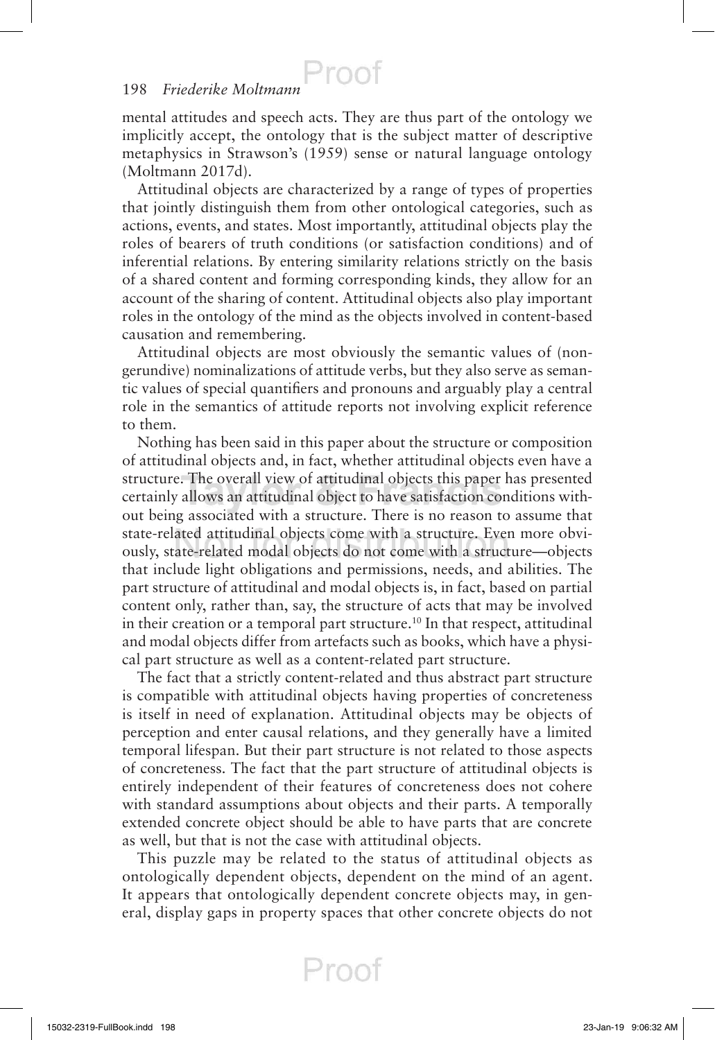mental attitudes and speech acts. They are thus part of the ontology we implicitly accept, the ontology that is the subject matter of descriptive metaphysics in Strawson's (1959) sense or natural language ontology (Moltmann 2017d).

Attitudinal objects are characterized by a range of types of properties that jointly distinguish them from other ontological categories, such as actions, events, and states. Most importantly, attitudinal objects play the roles of bearers of truth conditions (or satisfaction conditions) and of inferential relations. By entering similarity relations strictly on the basis of a shared content and forming corresponding kinds, they allow for an account of the sharing of content. Attitudinal objects also play important roles in the ontology of the mind as the objects involved in content-based causation and remembering.

Attitudinal objects are most obviously the semantic values of (non-gerundive) nominalizations of attitude verbs, but they also serve as semantic values of special quantifiers and pronouns and arguably play a central role in the semantics of attitude reports not involving explicit reference to them.

Nothing has been said in this paper about the structure or composition of attitudinal objects and, in fact, whether attitudinal objects even have a structure. The overall view of attitudinal objects this paper has presented certainly allows an attitudinal object to have satisfaction conditions without being associated with a structure. There is no reason to assume that state-related attitudinal objects come with a structure. Even more obviously, state-related modal objects do not come with a structure—objects that include light obligations and permissions, needs, and abilities. The part structure of attitudinal and modal objects is, in fact, based on partial content only, rather than, say, the structure of acts that may be involved in their creation or a temporal part structure.[10] In that respect, attitudinal and modal objects differ from artefacts such as books, which have a physical part structure as well as a content-related part structure.

The fact that a strictly content-related and thus abstract part structure is compatible with attitudinal objects having properties of concreteness is itself in need of explanation. Attitudinal objects may be objects of perception and enter causal relations, and they generally have a limited temporal lifespan. But their part structure is not related to those aspects of concreteness. The fact that the part structure of attitudinal objects is entirely independent of their features of concreteness does not cohere with standard assumptions about objects and their parts. A temporally extended concrete object should be able to have parts that are concrete as well, but that is not the case with attitudinal objects.

This puzzle may be related to the status of attitudinal objects as ontologically dependent objects, dependent on the mind of an agent. It appears that ontologically dependent concrete objects may, in general, display gaps in property spaces that other concrete objects do not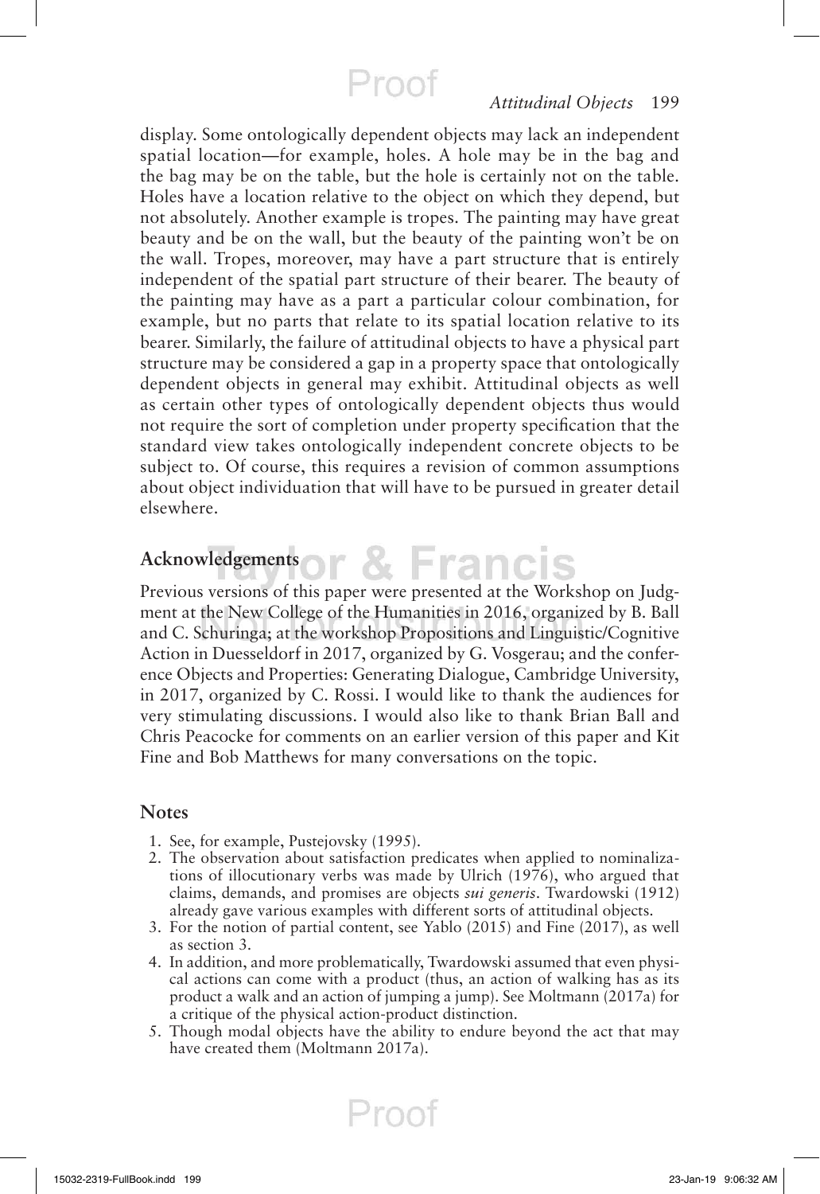display. Some ontologically dependent objects may lack an independent spatial location—for example, holes. A hole may be in the bag and the bag may be on the table, but the hole is certainly not on the table. Holes have a location relative to the object on which they depend, but not absolutely. Another example is tropes. The painting may have great beauty and be on the wall, but the beauty of the painting won't be on the wall. Tropes, moreover, may have a part structure that is entirely independent of the spatial part structure of their bearer. The beauty of the painting may have as a part a particular colour combination, for example, but no parts that relate to its spatial location relative to its bearer. Similarly, the failure of attitudinal objects to have a physical part structure may be considered a gap in a property space that ontologically dependent objects in general may exhibit. Attitudinal objects as well as certain other types of ontologically dependent objects thus would not require the sort of completion under property specification that the standard view takes ontologically independent concrete objects to be subject to. Of course, this requires a revision of common assumptions about object individuation that will have to be pursued in greater detail elsewhere.

## Acknowledgements

Previous versions of this paper were presented at the Workshop on Judgment at the New College of the Humanities in 2016, organized by B. Ball and C. Schuringa; at the workshop Propositions and Linguistic/Cognitive Action in Duesseldorf in 2017, organized by G. Vosgerau; and the conference Objects and Properties: Generating Dialogue, Cambridge University, in 2017, organized by C. Rossi. I would like to thank the audiences for very stimulating discussions. I would also like to thank Brian Ball and Chris Peacocke for comments on an earlier version of this paper and Kit Fine and Bob Matthews for many conversations on the topic.

## Notes

1. See, for example, Pustejovsky (1995).
2. The observation about satisfaction predicates when applied to nominalizations of illocutionary verbs was made by Ulrich (1976), who argued that claims, demands, and promises are objects *sui generis*. Twardowski (1912) already gave various examples with different sorts of attitudinal objects.
3. For the notion of partial content, see Yablo (2015) and Fine (2017), as well as section 3.
4. In addition, and more problematically, Twardowski assumed that even physical actions can come with a product (thus, an action of walking has as its product a walk and an action of jumping a jump). See Moltmann (2017a) for a critique of the physical action-product distinction.
5. Though modal objects have the ability to endure beyond the act that may have created them (Moltmann 2017a).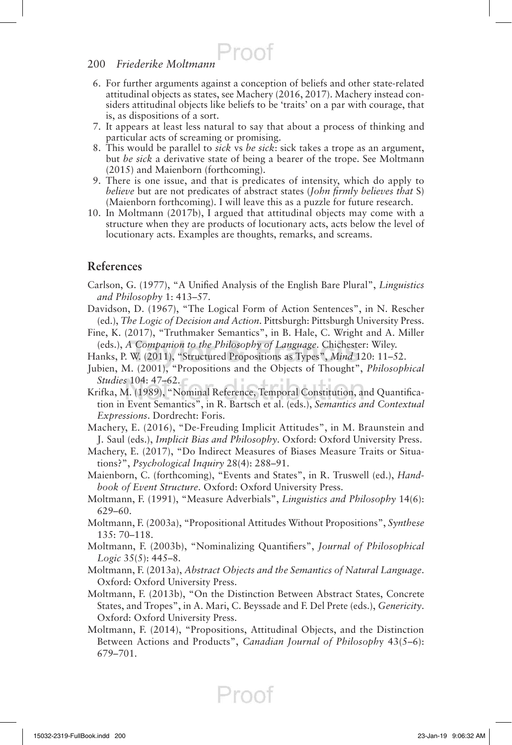6. For further arguments against a conception of beliefs and other state-related attitudinal objects as states, see Machery (2016, 2017). Machery instead considers attitudinal objects like beliefs to be 'traits' on a par with courage, that is, as dispositions of a sort.
7. It appears at least less natural to say that about a process of thinking and particular acts of screaming or promising.
8. This would be parallel to *sick* vs *be sick*: sick takes a trope as an argument, but *be sick* a derivative state of being a bearer of the trope. See Moltmann (2015) and Maienborn (forthcoming).
9. There is one issue, and that is predicates of intensity, which do apply to *believe* but are not predicates of abstract states (*John firmly believes that* S) (Maienborn forthcoming). I will leave this as a puzzle for future research.
10. In Moltmann (2017b), I argued that attitudinal objects may come with a structure when they are products of locutionary acts, acts below the level of locutionary acts. Examples are thoughts, remarks, and screams.

## References

Carlson, G. (1977), "A Unified Analysis of the English Bare Plural", *Linguistics and Philosophy* 1: 413–57.

Davidson, D. (1967), "The Logical Form of Action Sentences", in N. Rescher (ed.), *The Logic of Decision and Action*. Pittsburgh: Pittsburgh University Press.

Fine, K. (2017), "Truthmaker Semantics", in B. Hale, C. Wright and A. Miller (eds.), *A Companion to the Philosophy of Language*. Chichester: Wiley.

Hanks, P. W. (2011), "Structured Propositions as Types", *Mind* 120: 11–52.

Jubien, M. (2001), "Propositions and the Objects of Thought", *Philosophical Studies* 104: 47–62.

Krifka, M. (1989), "Nominal Reference, Temporal Constitution, and Quantification in Event Semantics", in R. Bartsch et al. (eds.), *Semantics and Contextual Expressions*. Dordrecht: Foris.

Machery, E. (2016), "De-Freuding Implicit Attitudes", in M. Braunstein and J. Saul (eds.), *Implicit Bias and Philosophy*. Oxford: Oxford University Press.

Machery, E. (2017), "Do Indirect Measures of Biases Measure Traits or Situations?", *Psychological Inquiry* 28(4): 288–91.

Maienborn, C. (forthcoming), "Events and States", in R. Truswell (ed.), *Handbook of Event Structure*. Oxford: Oxford University Press.

Moltmann, F. (1991), "Measure Adverbials", *Linguistics and Philosophy* 14(6): 629–60.

Moltmann, F. (2003a), "Propositional Attitudes Without Propositions", *Synthese* 135: 70–118.

Moltmann, F. (2003b), "Nominalizing Quantifiers", *Journal of Philosophical Logic* 35(5): 445–8.

Moltmann, F. (2013a), *Abstract Objects and the Semantics of Natural Language*. Oxford: Oxford University Press.

Moltmann, F. (2013b), "On the Distinction Between Abstract States, Concrete States, and Tropes", in A. Mari, C. Beyssade and F. Del Prete (eds.), *Genericity*. Oxford: Oxford University Press.

Moltmann, F. (2014), "Propositions, Attitudinal Objects, and the Distinction Between Actions and Products", *Canadian Journal of Philosophy* 43(5–6): 679–701.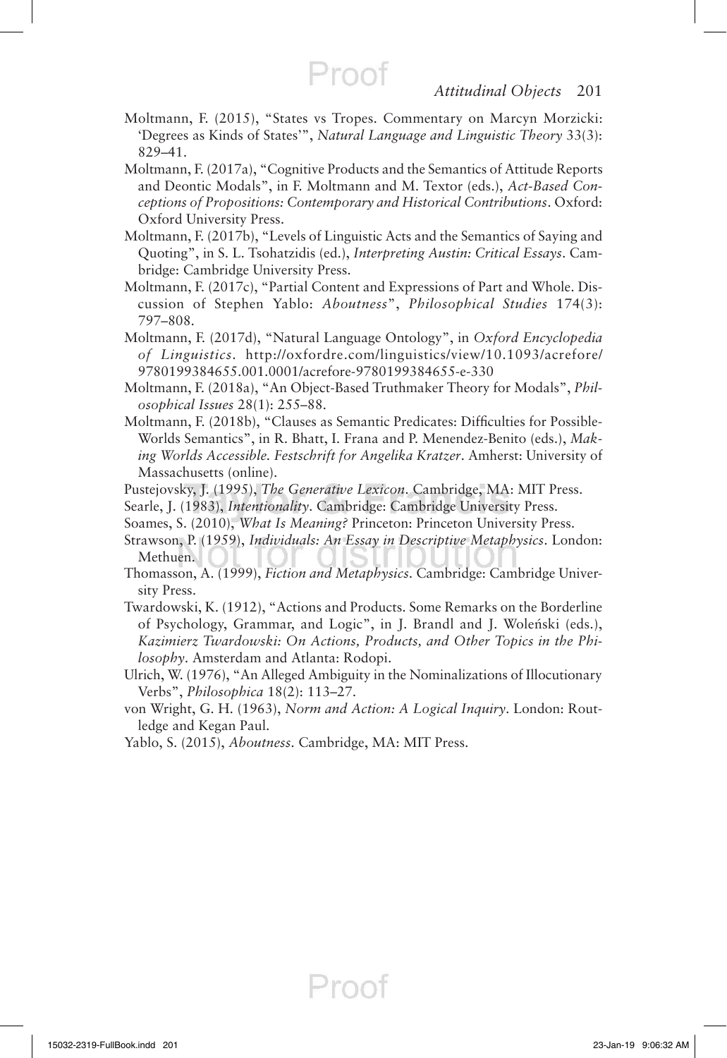Moltmann, F. (2015), "States vs Tropes. Commentary on Marcyn Morzicki: 'Degrees as Kinds of States'", *Natural Language and Linguistic Theory* 33(3): 829–41.

Moltmann, F. (2017a), "Cognitive Products and the Semantics of Attitude Reports and Deontic Modals", in F. Moltmann and M. Textor (eds.), *Act-Based Conceptions of Propositions: Contemporary and Historical Contributions*. Oxford: Oxford University Press.

Moltmann, F. (2017b), "Levels of Linguistic Acts and the Semantics of Saying and Quoting", in S. L. Tsohatzidis (ed.), *Interpreting Austin: Critical Essays*. Cambridge: Cambridge University Press.

Moltmann, F. (2017c), "Partial Content and Expressions of Part and Whole. Discussion of Stephen Yablo: *Aboutness*", *Philosophical Studies* 174(3): 797–808.

Moltmann, F. (2017d), "Natural Language Ontology", in *Oxford Encyclopedia of Linguistics*. http://oxfordre.com/linguistics/view/10.1093/acrefore/9780199384655.001.0001/acrefore-9780199384655-e-330

Moltmann, F. (2018a), "An Object-Based Truthmaker Theory for Modals", *Philosophical Issues* 28(1): 255–88.

Moltmann, F. (2018b), "Clauses as Semantic Predicates: Difficulties for Possible-Worlds Semantics", in R. Bhatt, I. Frana and P. Menendez-Benito (eds.), *Making Worlds Accessible. Festschrift for Angelika Kratzer*. Amherst: University of Massachusetts (online).

Pustejovsky, J. (1995), *The Generative Lexicon*. Cambridge, MA: MIT Press.

Searle, J. (1983), *Intentionality*. Cambridge: Cambridge University Press.

Soames, S. (2010), *What Is Meaning?* Princeton: Princeton University Press.

Strawson, P. (1959), *Individuals: An Essay in Descriptive Metaphysics*. London: Methuen.

Thomasson, A. (1999), *Fiction and Metaphysics*. Cambridge: Cambridge University Press.

Twardowski, K. (1912), "Actions and Products. Some Remarks on the Borderline of Psychology, Grammar, and Logic", in J. Brandl and J. Woleński (eds.), *Kazimierz Twardowski: On Actions, Products, and Other Topics in the Philosophy*. Amsterdam and Atlanta: Rodopi.

Ulrich, W. (1976), "An Alleged Ambiguity in the Nominalizations of Illocutionary Verbs", *Philosophica* 18(2): 113–27.

von Wright, G. H. (1963), *Norm and Action: A Logical Inquiry*. London: Routledge and Kegan Paul.

Yablo, S. (2015), *Aboutness*. Cambridge, MA: MIT Press.